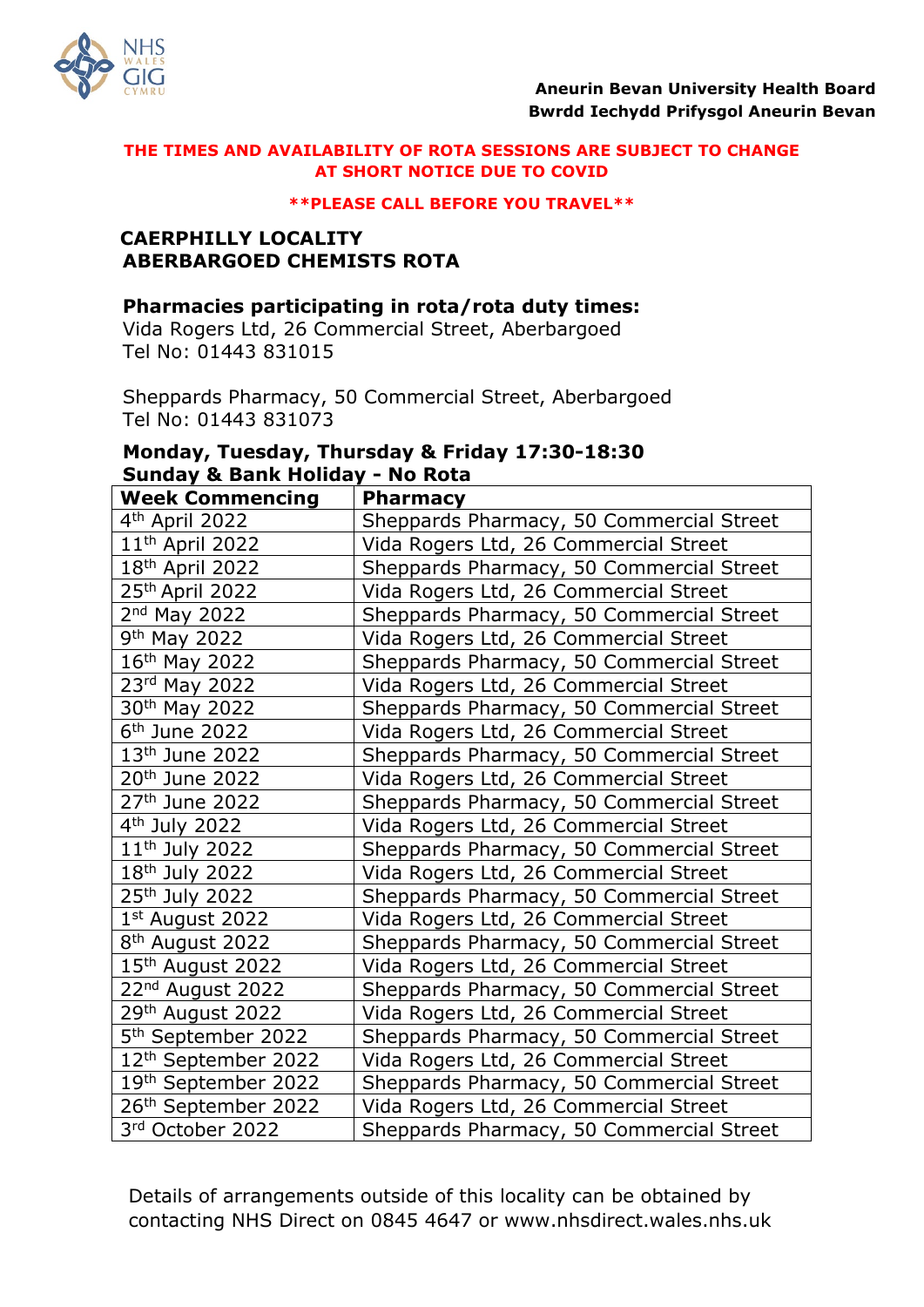**Aneurin Bevan University Health Board**
**Bwrdd Iechydd Prifysgol Aneurin Bevan**

**THE TIMES AND AVAILABILITY OF ROTA SESSIONS ARE SUBJECT TO CHANGE AT SHORT NOTICE DUE TO COVID**

****PLEASE CALL BEFORE YOU TRAVEL****

## CAERPHILLY LOCALITY
## ABERBARGOED CHEMISTS ROTA

### Pharmacies participating in rota/rota duty times:

Vida Rogers Ltd, 26 Commercial Street, Aberbargoed
Tel No: 01443 831015

Sheppards Pharmacy, 50 Commercial Street, Aberbargoed
Tel No: 01443 831073

**Monday, Tuesday, Thursday & Friday 17:30-18:30**
**Sunday & Bank Holiday - No Rota**

| Week Commencing | Pharmacy |
|---|---|
| 4th April 2022 | Sheppards Pharmacy, 50 Commercial Street |
| 11th April 2022 | Vida Rogers Ltd, 26 Commercial Street |
| 18th April 2022 | Sheppards Pharmacy, 50 Commercial Street |
| 25th April 2022 | Vida Rogers Ltd, 26 Commercial Street |
| 2nd May 2022 | Sheppards Pharmacy, 50 Commercial Street |
| 9th May 2022 | Vida Rogers Ltd, 26 Commercial Street |
| 16th May 2022 | Sheppards Pharmacy, 50 Commercial Street |
| 23rd May 2022 | Vida Rogers Ltd, 26 Commercial Street |
| 30th May 2022 | Sheppards Pharmacy, 50 Commercial Street |
| 6th June 2022 | Vida Rogers Ltd, 26 Commercial Street |
| 13th June 2022 | Sheppards Pharmacy, 50 Commercial Street |
| 20th June 2022 | Vida Rogers Ltd, 26 Commercial Street |
| 27th June 2022 | Sheppards Pharmacy, 50 Commercial Street |
| 4th July 2022 | Vida Rogers Ltd, 26 Commercial Street |
| 11th July 2022 | Sheppards Pharmacy, 50 Commercial Street |
| 18th July 2022 | Vida Rogers Ltd, 26 Commercial Street |
| 25th July 2022 | Sheppards Pharmacy, 50 Commercial Street |
| 1st August 2022 | Vida Rogers Ltd, 26 Commercial Street |
| 8th August 2022 | Sheppards Pharmacy, 50 Commercial Street |
| 15th August 2022 | Vida Rogers Ltd, 26 Commercial Street |
| 22nd August 2022 | Sheppards Pharmacy, 50 Commercial Street |
| 29th August 2022 | Vida Rogers Ltd, 26 Commercial Street |
| 5th September 2022 | Sheppards Pharmacy, 50 Commercial Street |
| 12th September 2022 | Vida Rogers Ltd, 26 Commercial Street |
| 19th September 2022 | Sheppards Pharmacy, 50 Commercial Street |
| 26th September 2022 | Vida Rogers Ltd, 26 Commercial Street |
| 3rd October 2022 | Sheppards Pharmacy, 50 Commercial Street |

Details of arrangements outside of this locality can be obtained by contacting NHS Direct on 0845 4647 or www.nhsdirect.wales.nhs.uk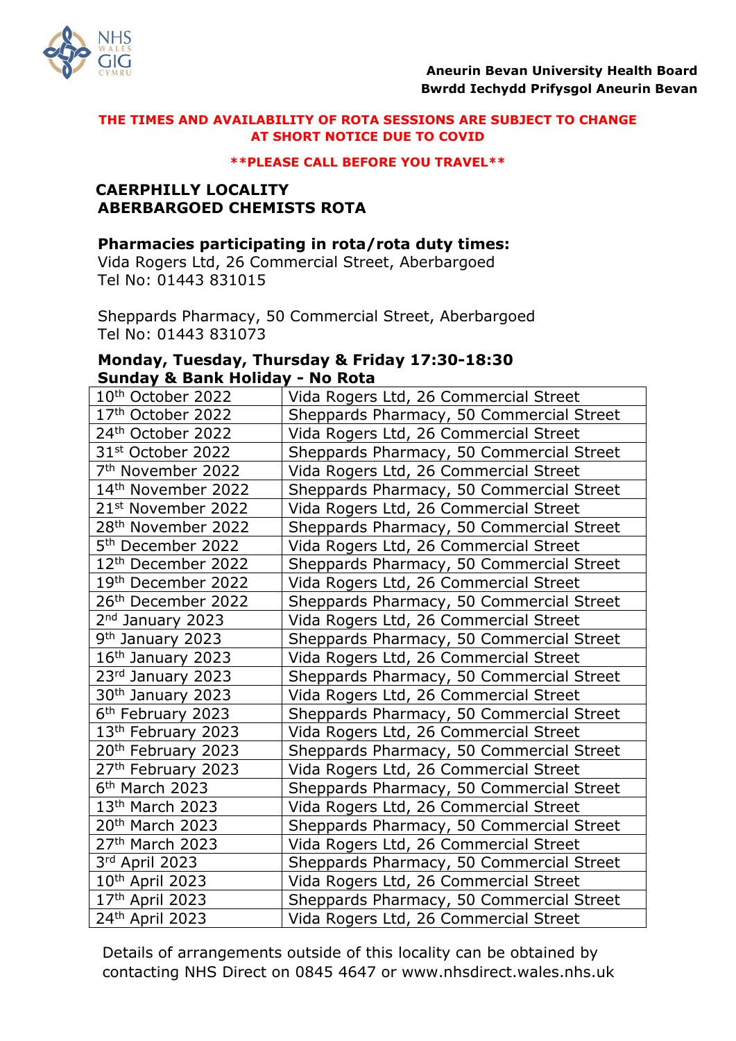**Aneurin Bevan University Health Board**
**Bwrdd Iechydd Prifysgol Aneurin Bevan**

**THE TIMES AND AVAILABILITY OF ROTA SESSIONS ARE SUBJECT TO CHANGE AT SHORT NOTICE DUE TO COVID**

****PLEASE CALL BEFORE YOU TRAVEL****

## CAERPHILLY LOCALITY
## ABERBARGOED CHEMISTS ROTA

**Pharmacies participating in rota/rota duty times:**

Vida Rogers Ltd, 26 Commercial Street, Aberbargoed
Tel No: 01443 831015

Sheppards Pharmacy, 50 Commercial Street, Aberbargoed
Tel No: 01443 831073

**Monday, Tuesday, Thursday & Friday 17:30-18:30**
**Sunday & Bank Holiday - No Rota**

| Date | Pharmacy |
|---|---|
| 10th October 2022 | Vida Rogers Ltd, 26 Commercial Street |
| 17th October 2022 | Sheppards Pharmacy, 50 Commercial Street |
| 24th October 2022 | Vida Rogers Ltd, 26 Commercial Street |
| 31st October 2022 | Sheppards Pharmacy, 50 Commercial Street |
| 7th November 2022 | Vida Rogers Ltd, 26 Commercial Street |
| 14th November 2022 | Sheppards Pharmacy, 50 Commercial Street |
| 21st November 2022 | Vida Rogers Ltd, 26 Commercial Street |
| 28th November 2022 | Sheppards Pharmacy, 50 Commercial Street |
| 5th December 2022 | Vida Rogers Ltd, 26 Commercial Street |
| 12th December 2022 | Sheppards Pharmacy, 50 Commercial Street |
| 19th December 2022 | Vida Rogers Ltd, 26 Commercial Street |
| 26th December 2022 | Sheppards Pharmacy, 50 Commercial Street |
| 2nd January 2023 | Vida Rogers Ltd, 26 Commercial Street |
| 9th January 2023 | Sheppards Pharmacy, 50 Commercial Street |
| 16th January 2023 | Vida Rogers Ltd, 26 Commercial Street |
| 23rd January 2023 | Sheppards Pharmacy, 50 Commercial Street |
| 30th January 2023 | Vida Rogers Ltd, 26 Commercial Street |
| 6th February 2023 | Sheppards Pharmacy, 50 Commercial Street |
| 13th February 2023 | Vida Rogers Ltd, 26 Commercial Street |
| 20th February 2023 | Sheppards Pharmacy, 50 Commercial Street |
| 27th February 2023 | Vida Rogers Ltd, 26 Commercial Street |
| 6th March 2023 | Sheppards Pharmacy, 50 Commercial Street |
| 13th March 2023 | Vida Rogers Ltd, 26 Commercial Street |
| 20th March 2023 | Sheppards Pharmacy, 50 Commercial Street |
| 27th March 2023 | Vida Rogers Ltd, 26 Commercial Street |
| 3rd April 2023 | Sheppards Pharmacy, 50 Commercial Street |
| 10th April 2023 | Vida Rogers Ltd, 26 Commercial Street |
| 17th April 2023 | Sheppards Pharmacy, 50 Commercial Street |
| 24th April 2023 | Vida Rogers Ltd, 26 Commercial Street |

Details of arrangements outside of this locality can be obtained by contacting NHS Direct on 0845 4647 or www.nhsdirect.wales.nhs.uk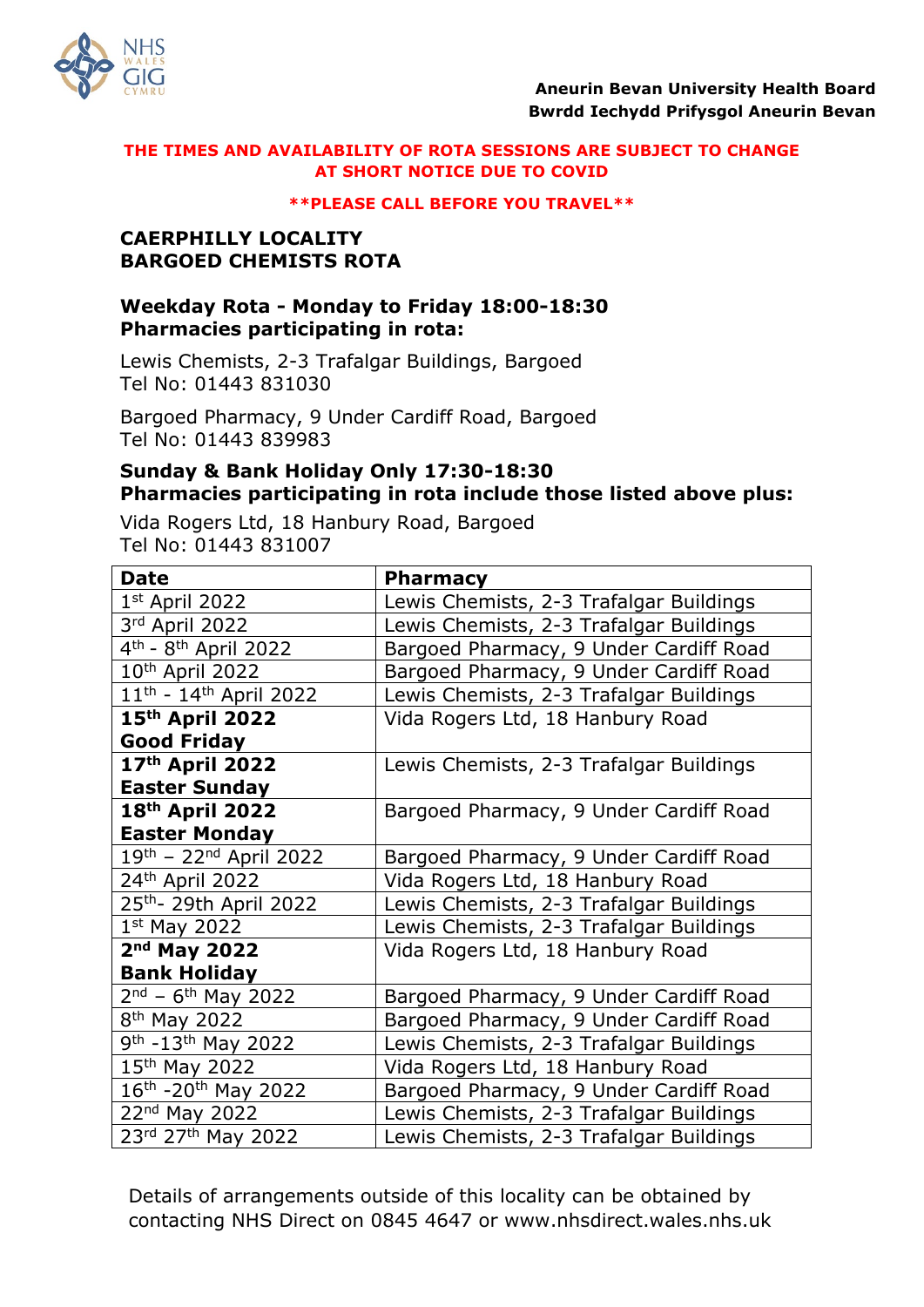**Aneurin Bevan University Health Board**
**Bwrdd Iechydd Prifysgol Aneurin Bevan**

**THE TIMES AND AVAILABILITY OF ROTA SESSIONS ARE SUBJECT TO CHANGE AT SHORT NOTICE DUE TO COVID**

****PLEASE CALL BEFORE YOU TRAVEL****

## CAERPHILLY LOCALITY
## BARGOED CHEMISTS ROTA

### Weekday Rota - Monday to Friday 18:00-18:30
### Pharmacies participating in rota:

Lewis Chemists, 2-3 Trafalgar Buildings, Bargoed
Tel No: 01443 831030

Bargoed Pharmacy, 9 Under Cardiff Road, Bargoed
Tel No: 01443 839983

### Sunday & Bank Holiday Only 17:30-18:30
### Pharmacies participating in rota include those listed above plus:

Vida Rogers Ltd, 18 Hanbury Road, Bargoed
Tel No: 01443 831007

| Date | Pharmacy |
|---|---|
| 1st April 2022 | Lewis Chemists, 2-3 Trafalgar Buildings |
| 3rd April 2022 | Lewis Chemists, 2-3 Trafalgar Buildings |
| 4th - 8th April 2022 | Bargoed Pharmacy, 9 Under Cardiff Road |
| 10th April 2022 | Bargoed Pharmacy, 9 Under Cardiff Road |
| 11th - 14th April 2022 | Lewis Chemists, 2-3 Trafalgar Buildings |
| **15th April 2022 Good Friday** | Vida Rogers Ltd, 18 Hanbury Road |
| **17th April 2022 Easter Sunday** | Lewis Chemists, 2-3 Trafalgar Buildings |
| **18th April 2022 Easter Monday** | Bargoed Pharmacy, 9 Under Cardiff Road |
| 19th – 22nd April 2022 | Bargoed Pharmacy, 9 Under Cardiff Road |
| 24th April 2022 | Vida Rogers Ltd, 18 Hanbury Road |
| 25th- 29th April 2022 | Lewis Chemists, 2-3 Trafalgar Buildings |
| 1st May 2022 | Lewis Chemists, 2-3 Trafalgar Buildings |
| **2nd May 2022 Bank Holiday** | Vida Rogers Ltd, 18 Hanbury Road |
| 2nd – 6th May 2022 | Bargoed Pharmacy, 9 Under Cardiff Road |
| 8th May 2022 | Bargoed Pharmacy, 9 Under Cardiff Road |
| 9th -13th May 2022 | Lewis Chemists, 2-3 Trafalgar Buildings |
| 15th May 2022 | Vida Rogers Ltd, 18 Hanbury Road |
| 16th -20th May 2022 | Bargoed Pharmacy, 9 Under Cardiff Road |
| 22nd May 2022 | Lewis Chemists, 2-3 Trafalgar Buildings |
| 23rd 27th May 2022 | Lewis Chemists, 2-3 Trafalgar Buildings |

Details of arrangements outside of this locality can be obtained by contacting NHS Direct on 0845 4647 or www.nhsdirect.wales.nhs.uk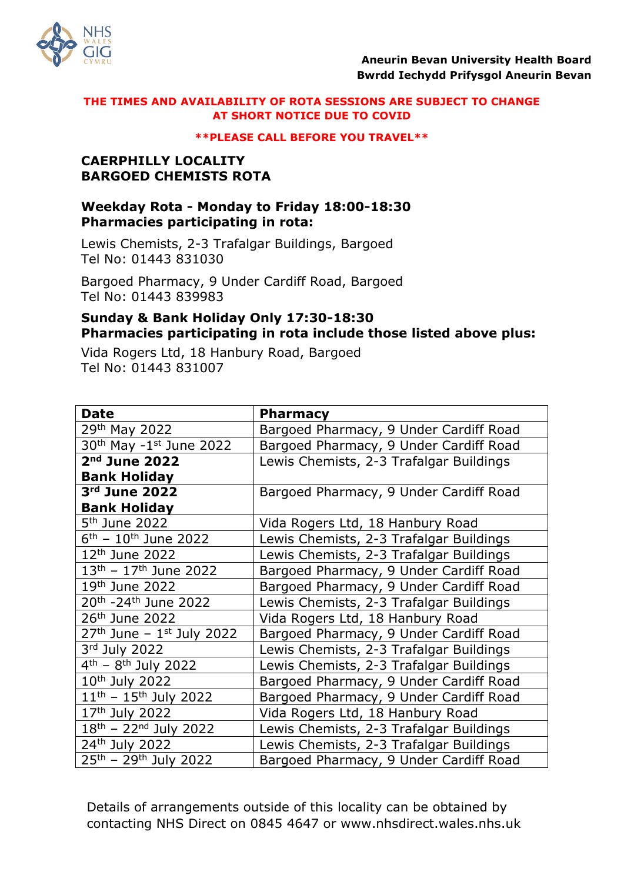**Aneurin Bevan University Health Board**
**Bwrdd Iechydd Prifysgol Aneurin Bevan**

**THE TIMES AND AVAILABILITY OF ROTA SESSIONS ARE SUBJECT TO CHANGE AT SHORT NOTICE DUE TO COVID**

****PLEASE CALL BEFORE YOU TRAVEL****

## CAERPHILLY LOCALITY
## BARGOED CHEMISTS ROTA

### Weekday Rota - Monday to Friday 18:00-18:30
### Pharmacies participating in rota:

Lewis Chemists, 2-3 Trafalgar Buildings, Bargoed
Tel No: 01443 831030

Bargoed Pharmacy, 9 Under Cardiff Road, Bargoed
Tel No: 01443 839983

### Sunday & Bank Holiday Only 17:30-18:30
### Pharmacies participating in rota include those listed above plus:

Vida Rogers Ltd, 18 Hanbury Road, Bargoed
Tel No: 01443 831007

| Date | Pharmacy |
|---|---|
| 29th May 2022 | Bargoed Pharmacy, 9 Under Cardiff Road |
| 30th May -1st June 2022 | Bargoed Pharmacy, 9 Under Cardiff Road |
| **2nd June 2022 Bank Holiday** | Lewis Chemists, 2-3 Trafalgar Buildings |
| **3rd June 2022 Bank Holiday** | Bargoed Pharmacy, 9 Under Cardiff Road |
| 5th June 2022 | Vida Rogers Ltd, 18 Hanbury Road |
| 6th – 10th June 2022 | Lewis Chemists, 2-3 Trafalgar Buildings |
| 12th June 2022 | Lewis Chemists, 2-3 Trafalgar Buildings |
| 13th – 17th June 2022 | Bargoed Pharmacy, 9 Under Cardiff Road |
| 19th June 2022 | Bargoed Pharmacy, 9 Under Cardiff Road |
| 20th -24th June 2022 | Lewis Chemists, 2-3 Trafalgar Buildings |
| 26th June 2022 | Vida Rogers Ltd, 18 Hanbury Road |
| 27th June – 1st July 2022 | Bargoed Pharmacy, 9 Under Cardiff Road |
| 3rd July 2022 | Lewis Chemists, 2-3 Trafalgar Buildings |
| 4th – 8th July 2022 | Lewis Chemists, 2-3 Trafalgar Buildings |
| 10th July 2022 | Bargoed Pharmacy, 9 Under Cardiff Road |
| 11th – 15th July 2022 | Bargoed Pharmacy, 9 Under Cardiff Road |
| 17th July 2022 | Vida Rogers Ltd, 18 Hanbury Road |
| 18th – 22nd July 2022 | Lewis Chemists, 2-3 Trafalgar Buildings |
| 24th July 2022 | Lewis Chemists, 2-3 Trafalgar Buildings |
| 25th – 29th July 2022 | Bargoed Pharmacy, 9 Under Cardiff Road |

Details of arrangements outside of this locality can be obtained by contacting NHS Direct on 0845 4647 or www.nhsdirect.wales.nhs.uk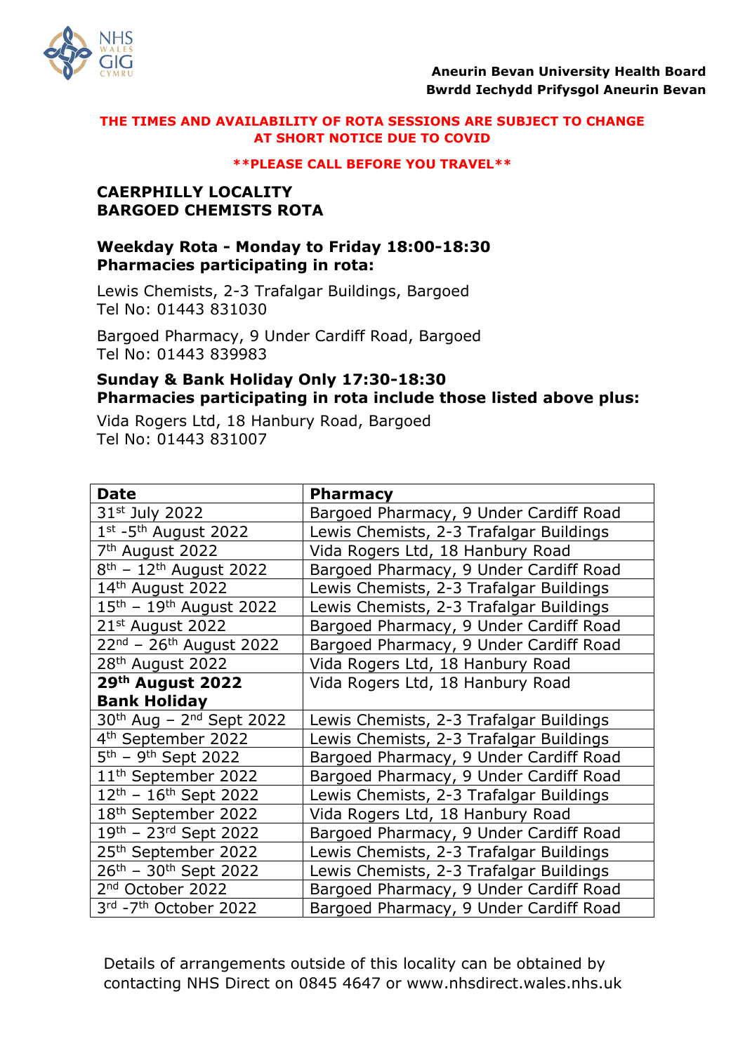Aneurin Bevan University Health Board
Bwrdd Iechydd Prifysgol Aneurin Bevan

**THE TIMES AND AVAILABILITY OF ROTA SESSIONS ARE SUBJECT TO CHANGE AT SHORT NOTICE DUE TO COVID**

****PLEASE CALL BEFORE YOU TRAVEL****

## CAERPHILLY LOCALITY
## BARGOED CHEMISTS ROTA

### Weekday Rota - Monday to Friday 18:00-18:30
### Pharmacies participating in rota:

Lewis Chemists, 2-3 Trafalgar Buildings, Bargoed
Tel No: 01443 831030

Bargoed Pharmacy, 9 Under Cardiff Road, Bargoed
Tel No: 01443 839983

### Sunday & Bank Holiday Only 17:30-18:30
### Pharmacies participating in rota include those listed above plus:

Vida Rogers Ltd, 18 Hanbury Road, Bargoed
Tel No: 01443 831007

| Date | Pharmacy |
|---|---|
| 31st July 2022 | Bargoed Pharmacy, 9 Under Cardiff Road |
| 1st -5th August 2022 | Lewis Chemists, 2-3 Trafalgar Buildings |
| 7th August 2022 | Vida Rogers Ltd, 18 Hanbury Road |
| 8th – 12th August 2022 | Bargoed Pharmacy, 9 Under Cardiff Road |
| 14th August 2022 | Lewis Chemists, 2-3 Trafalgar Buildings |
| 15th – 19th August 2022 | Lewis Chemists, 2-3 Trafalgar Buildings |
| 21st August 2022 | Bargoed Pharmacy, 9 Under Cardiff Road |
| 22nd – 26th August 2022 | Bargoed Pharmacy, 9 Under Cardiff Road |
| 28th August 2022 | Vida Rogers Ltd, 18 Hanbury Road |
| **29th August 2022 Bank Holiday** | Vida Rogers Ltd, 18 Hanbury Road |
| 30th Aug – 2nd Sept 2022 | Lewis Chemists, 2-3 Trafalgar Buildings |
| 4th September 2022 | Lewis Chemists, 2-3 Trafalgar Buildings |
| 5th – 9th Sept 2022 | Bargoed Pharmacy, 9 Under Cardiff Road |
| 11th September 2022 | Bargoed Pharmacy, 9 Under Cardiff Road |
| 12th – 16th Sept 2022 | Lewis Chemists, 2-3 Trafalgar Buildings |
| 18th September 2022 | Vida Rogers Ltd, 18 Hanbury Road |
| 19th – 23rd Sept 2022 | Bargoed Pharmacy, 9 Under Cardiff Road |
| 25th September 2022 | Lewis Chemists, 2-3 Trafalgar Buildings |
| 26th – 30th Sept 2022 | Lewis Chemists, 2-3 Trafalgar Buildings |
| 2nd October 2022 | Bargoed Pharmacy, 9 Under Cardiff Road |
| 3rd -7th October 2022 | Bargoed Pharmacy, 9 Under Cardiff Road |

Details of arrangements outside of this locality can be obtained by contacting NHS Direct on 0845 4647 or www.nhsdirect.wales.nhs.uk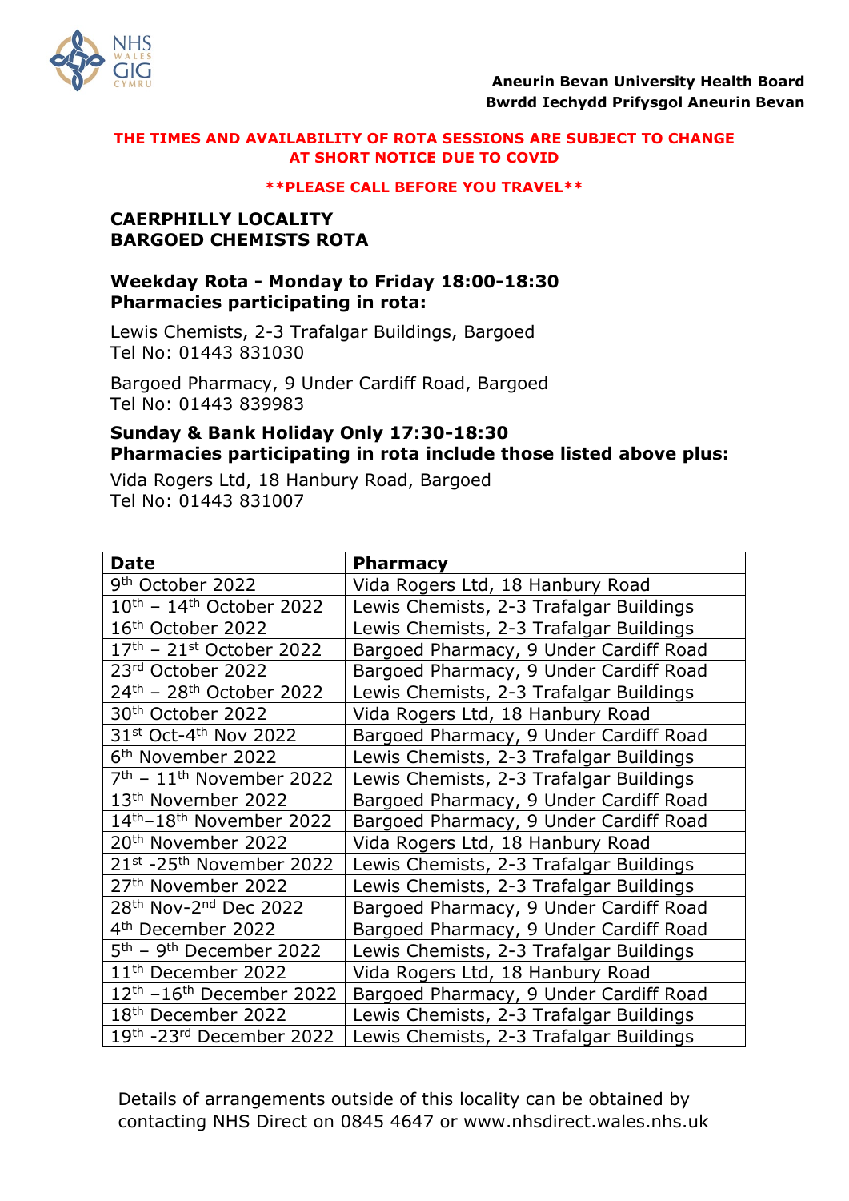**Aneurin Bevan University Health Board**
**Bwrdd Iechydd Prifysgol Aneurin Bevan**

**THE TIMES AND AVAILABILITY OF ROTA SESSIONS ARE SUBJECT TO CHANGE AT SHORT NOTICE DUE TO COVID**

****PLEASE CALL BEFORE YOU TRAVEL****

## CAERPHILLY LOCALITY
## BARGOED CHEMISTS ROTA

### Weekday Rota - Monday to Friday 18:00-18:30
### Pharmacies participating in rota:

Lewis Chemists, 2-3 Trafalgar Buildings, Bargoed
Tel No: 01443 831030

Bargoed Pharmacy, 9 Under Cardiff Road, Bargoed
Tel No: 01443 839983

### Sunday & Bank Holiday Only 17:30-18:30
### Pharmacies participating in rota include those listed above plus:

Vida Rogers Ltd, 18 Hanbury Road, Bargoed
Tel No: 01443 831007

| Date | Pharmacy |
|---|---|
| 9th October 2022 | Vida Rogers Ltd, 18 Hanbury Road |
| 10th – 14th October 2022 | Lewis Chemists, 2-3 Trafalgar Buildings |
| 16th October 2022 | Lewis Chemists, 2-3 Trafalgar Buildings |
| 17th – 21st October 2022 | Bargoed Pharmacy, 9 Under Cardiff Road |
| 23rd October 2022 | Bargoed Pharmacy, 9 Under Cardiff Road |
| 24th – 28th October 2022 | Lewis Chemists, 2-3 Trafalgar Buildings |
| 30th October 2022 | Vida Rogers Ltd, 18 Hanbury Road |
| 31st Oct-4th Nov 2022 | Bargoed Pharmacy, 9 Under Cardiff Road |
| 6th November 2022 | Lewis Chemists, 2-3 Trafalgar Buildings |
| 7th – 11th November 2022 | Lewis Chemists, 2-3 Trafalgar Buildings |
| 13th November 2022 | Bargoed Pharmacy, 9 Under Cardiff Road |
| 14th–18th November 2022 | Bargoed Pharmacy, 9 Under Cardiff Road |
| 20th November 2022 | Vida Rogers Ltd, 18 Hanbury Road |
| 21st -25th November 2022 | Lewis Chemists, 2-3 Trafalgar Buildings |
| 27th November 2022 | Lewis Chemists, 2-3 Trafalgar Buildings |
| 28th Nov-2nd Dec 2022 | Bargoed Pharmacy, 9 Under Cardiff Road |
| 4th December 2022 | Bargoed Pharmacy, 9 Under Cardiff Road |
| 5th – 9th December 2022 | Lewis Chemists, 2-3 Trafalgar Buildings |
| 11th December 2022 | Vida Rogers Ltd, 18 Hanbury Road |
| 12th –16th December 2022 | Bargoed Pharmacy, 9 Under Cardiff Road |
| 18th December 2022 | Lewis Chemists, 2-3 Trafalgar Buildings |
| 19th -23rd December 2022 | Lewis Chemists, 2-3 Trafalgar Buildings |

Details of arrangements outside of this locality can be obtained by contacting NHS Direct on 0845 4647 or www.nhsdirect.wales.nhs.uk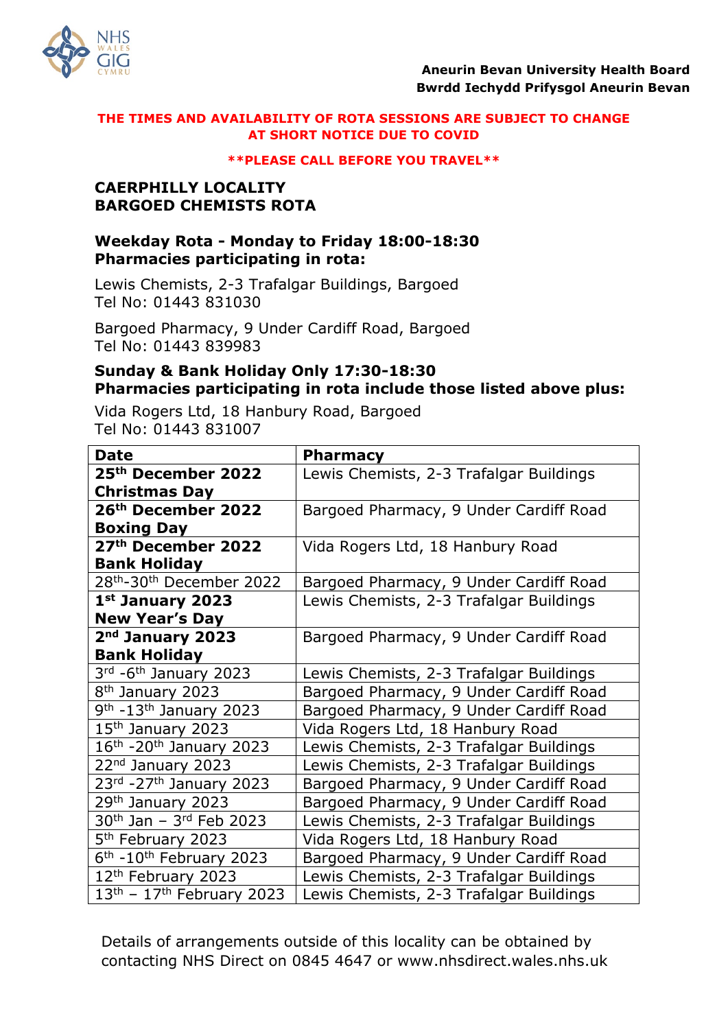**Aneurin Bevan University Health Board**
**Bwrdd Iechydd Prifysgol Aneurin Bevan**

**THE TIMES AND AVAILABILITY OF ROTA SESSIONS ARE SUBJECT TO CHANGE AT SHORT NOTICE DUE TO COVID**

****PLEASE CALL BEFORE YOU TRAVEL****

## CAERPHILLY LOCALITY
## BARGOED CHEMISTS ROTA

### Weekday Rota - Monday to Friday 18:00-18:30
### Pharmacies participating in rota:

Lewis Chemists, 2-3 Trafalgar Buildings, Bargoed
Tel No: 01443 831030

Bargoed Pharmacy, 9 Under Cardiff Road, Bargoed
Tel No: 01443 839983

### Sunday & Bank Holiday Only 17:30-18:30
### Pharmacies participating in rota include those listed above plus:

Vida Rogers Ltd, 18 Hanbury Road, Bargoed
Tel No: 01443 831007

| Date | Pharmacy |
|---|---|
| **25th December 2022 Christmas Day** | Lewis Chemists, 2-3 Trafalgar Buildings |
| **26th December 2022 Boxing Day** | Bargoed Pharmacy, 9 Under Cardiff Road |
| **27th December 2022 Bank Holiday** | Vida Rogers Ltd, 18 Hanbury Road |
| 28th-30th December 2022 | Bargoed Pharmacy, 9 Under Cardiff Road |
| **1st January 2023 New Year's Day** | Lewis Chemists, 2-3 Trafalgar Buildings |
| **2nd January 2023 Bank Holiday** | Bargoed Pharmacy, 9 Under Cardiff Road |
| 3rd -6th January 2023 | Lewis Chemists, 2-3 Trafalgar Buildings |
| 8th January 2023 | Bargoed Pharmacy, 9 Under Cardiff Road |
| 9th -13th January 2023 | Bargoed Pharmacy, 9 Under Cardiff Road |
| 15th January 2023 | Vida Rogers Ltd, 18 Hanbury Road |
| 16th -20th January 2023 | Lewis Chemists, 2-3 Trafalgar Buildings |
| 22nd January 2023 | Lewis Chemists, 2-3 Trafalgar Buildings |
| 23rd -27th January 2023 | Bargoed Pharmacy, 9 Under Cardiff Road |
| 29th January 2023 | Bargoed Pharmacy, 9 Under Cardiff Road |
| 30th Jan – 3rd Feb 2023 | Lewis Chemists, 2-3 Trafalgar Buildings |
| 5th February 2023 | Vida Rogers Ltd, 18 Hanbury Road |
| 6th -10th February 2023 | Bargoed Pharmacy, 9 Under Cardiff Road |
| 12th February 2023 | Lewis Chemists, 2-3 Trafalgar Buildings |
| 13th – 17th February 2023 | Lewis Chemists, 2-3 Trafalgar Buildings |

Details of arrangements outside of this locality can be obtained by contacting NHS Direct on 0845 4647 or www.nhsdirect.wales.nhs.uk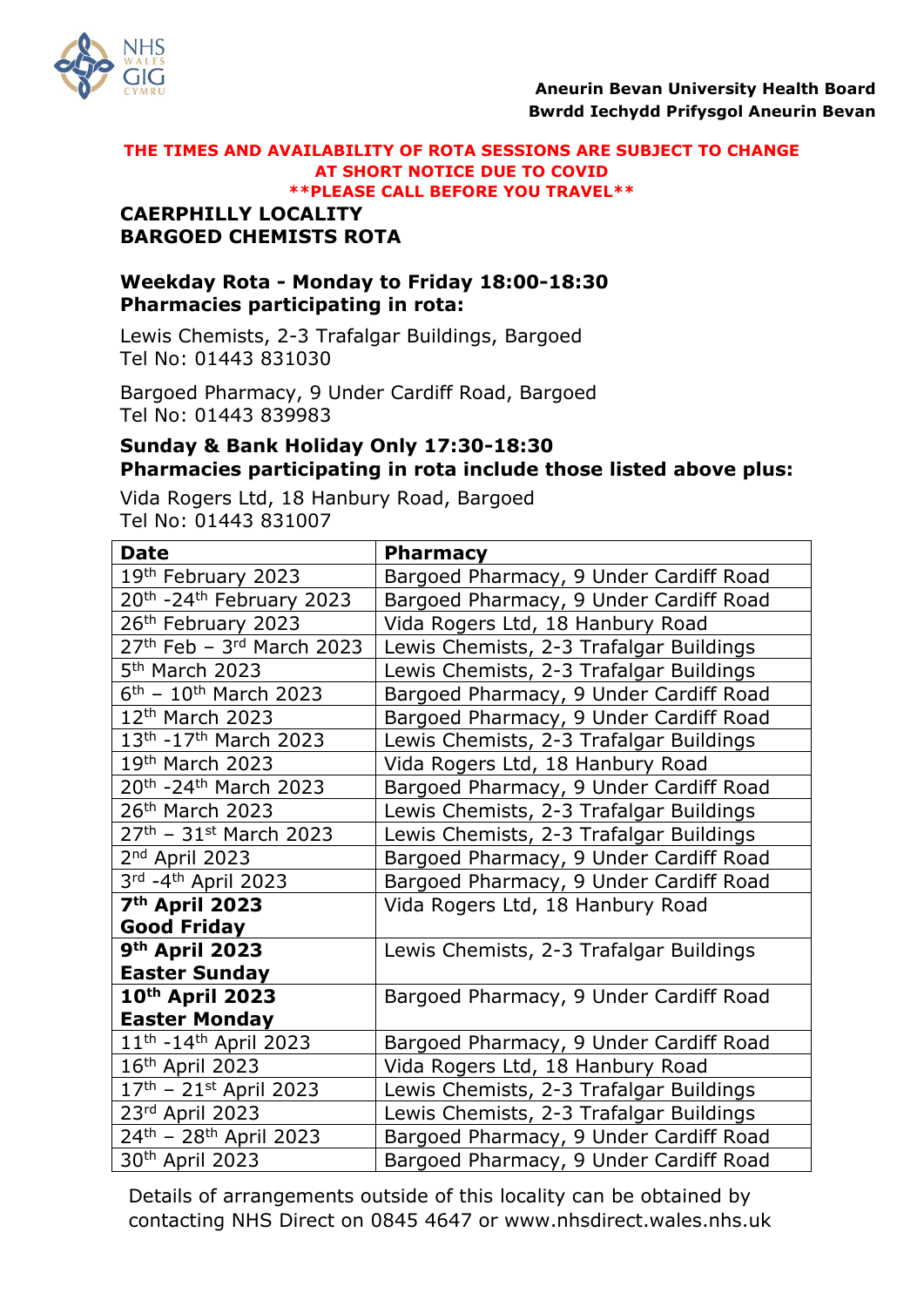Aneurin Bevan University Health Board
Bwrdd Iechydd Prifysgol Aneurin Bevan

**THE TIMES AND AVAILABILITY OF ROTA SESSIONS ARE SUBJECT TO CHANGE AT SHORT NOTICE DUE TO COVID**
****PLEASE CALL BEFORE YOU TRAVEL****

**CAERPHILLY LOCALITY**
**BARGOED CHEMISTS ROTA**

**Weekday Rota - Monday to Friday 18:00-18:30**
**Pharmacies participating in rota:**

Lewis Chemists, 2-3 Trafalgar Buildings, Bargoed
Tel No: 01443 831030

Bargoed Pharmacy, 9 Under Cardiff Road, Bargoed
Tel No: 01443 839983

**Sunday & Bank Holiday Only 17:30-18:30**
**Pharmacies participating in rota include those listed above plus:**

Vida Rogers Ltd, 18 Hanbury Road, Bargoed
Tel No: 01443 831007

| Date | Pharmacy |
|---|---|
| 19th February 2023 | Bargoed Pharmacy, 9 Under Cardiff Road |
| 20th -24th February 2023 | Bargoed Pharmacy, 9 Under Cardiff Road |
| 26th February 2023 | Vida Rogers Ltd, 18 Hanbury Road |
| 27th Feb – 3rd March 2023 | Lewis Chemists, 2-3 Trafalgar Buildings |
| 5th March 2023 | Lewis Chemists, 2-3 Trafalgar Buildings |
| 6th – 10th March 2023 | Bargoed Pharmacy, 9 Under Cardiff Road |
| 12th March 2023 | Bargoed Pharmacy, 9 Under Cardiff Road |
| 13th -17th March 2023 | Lewis Chemists, 2-3 Trafalgar Buildings |
| 19th March 2023 | Vida Rogers Ltd, 18 Hanbury Road |
| 20th -24th March 2023 | Bargoed Pharmacy, 9 Under Cardiff Road |
| 26th March 2023 | Lewis Chemists, 2-3 Trafalgar Buildings |
| 27th – 31st March 2023 | Lewis Chemists, 2-3 Trafalgar Buildings |
| 2nd April 2023 | Bargoed Pharmacy, 9 Under Cardiff Road |
| 3rd -4th April 2023 | Bargoed Pharmacy, 9 Under Cardiff Road |
| **7th April 2023 Good Friday** | Vida Rogers Ltd, 18 Hanbury Road |
| **9th April 2023 Easter Sunday** | Lewis Chemists, 2-3 Trafalgar Buildings |
| **10th April 2023 Easter Monday** | Bargoed Pharmacy, 9 Under Cardiff Road |
| 11th -14th April 2023 | Bargoed Pharmacy, 9 Under Cardiff Road |
| 16th April 2023 | Vida Rogers Ltd, 18 Hanbury Road |
| 17th – 21st April 2023 | Lewis Chemists, 2-3 Trafalgar Buildings |
| 23rd April 2023 | Lewis Chemists, 2-3 Trafalgar Buildings |
| 24th – 28th April 2023 | Bargoed Pharmacy, 9 Under Cardiff Road |
| 30th April 2023 | Bargoed Pharmacy, 9 Under Cardiff Road |

Details of arrangements outside of this locality can be obtained by contacting NHS Direct on 0845 4647 or www.nhsdirect.wales.nhs.uk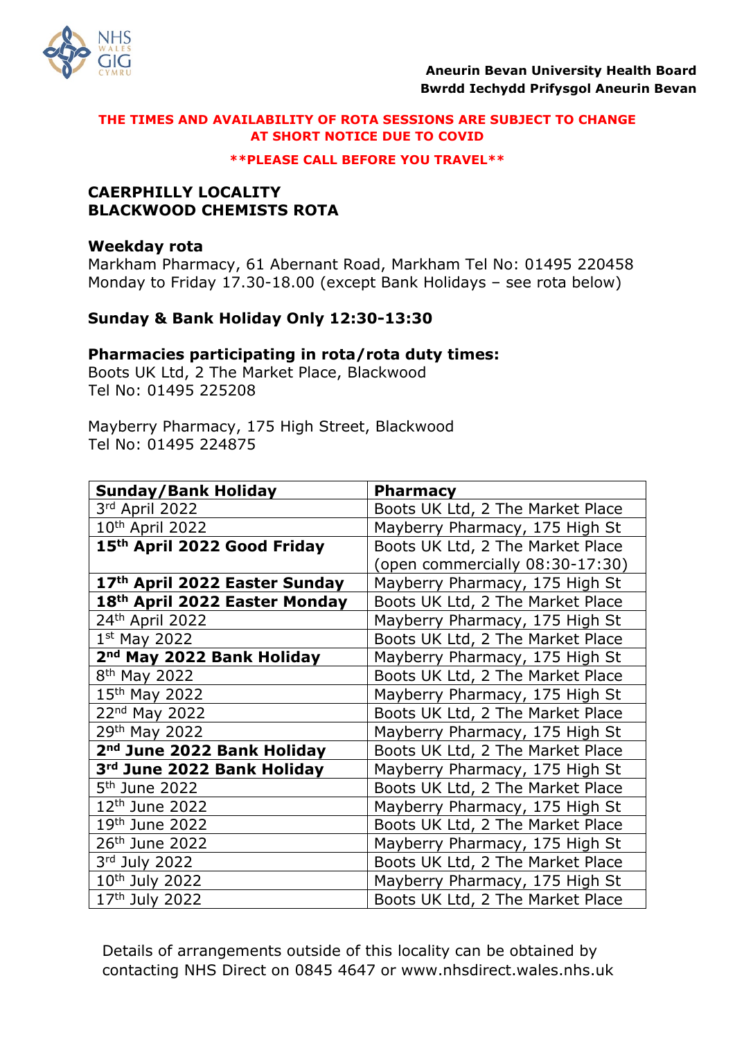**Aneurin Bevan University Health Board**
**Bwrdd Iechydd Prifysgol Aneurin Bevan**

**THE TIMES AND AVAILABILITY OF ROTA SESSIONS ARE SUBJECT TO CHANGE AT SHORT NOTICE DUE TO COVID**

****PLEASE CALL BEFORE YOU TRAVEL****

## CAERPHILLY LOCALITY
## BLACKWOOD CHEMISTS ROTA

### Weekday rota

Markham Pharmacy, 61 Abernant Road, Markham Tel No: 01495 220458
Monday to Friday 17.30-18.00 (except Bank Holidays – see rota below)

### Sunday & Bank Holiday Only 12:30-13:30

### Pharmacies participating in rota/rota duty times:

Boots UK Ltd, 2 The Market Place, Blackwood
Tel No: 01495 225208

Mayberry Pharmacy, 175 High Street, Blackwood
Tel No: 01495 224875

| Sunday/Bank Holiday | Pharmacy |
|---|---|
| 3rd April 2022 | Boots UK Ltd, 2 The Market Place |
| 10th April 2022 | Mayberry Pharmacy, 175 High St |
| **15th April 2022 Good Friday** | Boots UK Ltd, 2 The Market Place (open commercially 08:30-17:30) |
| **17th April 2022 Easter Sunday** | Mayberry Pharmacy, 175 High St |
| **18th April 2022 Easter Monday** | Boots UK Ltd, 2 The Market Place |
| 24th April 2022 | Mayberry Pharmacy, 175 High St |
| 1st May 2022 | Boots UK Ltd, 2 The Market Place |
| **2nd May 2022 Bank Holiday** | Mayberry Pharmacy, 175 High St |
| 8th May 2022 | Boots UK Ltd, 2 The Market Place |
| 15th May 2022 | Mayberry Pharmacy, 175 High St |
| 22nd May 2022 | Boots UK Ltd, 2 The Market Place |
| 29th May 2022 | Mayberry Pharmacy, 175 High St |
| **2nd June 2022 Bank Holiday** | Boots UK Ltd, 2 The Market Place |
| **3rd June 2022 Bank Holiday** | Mayberry Pharmacy, 175 High St |
| 5th June 2022 | Boots UK Ltd, 2 The Market Place |
| 12th June 2022 | Mayberry Pharmacy, 175 High St |
| 19th June 2022 | Boots UK Ltd, 2 The Market Place |
| 26th June 2022 | Mayberry Pharmacy, 175 High St |
| 3rd July 2022 | Boots UK Ltd, 2 The Market Place |
| 10th July 2022 | Mayberry Pharmacy, 175 High St |
| 17th July 2022 | Boots UK Ltd, 2 The Market Place |

Details of arrangements outside of this locality can be obtained by contacting NHS Direct on 0845 4647 or www.nhsdirect.wales.nhs.uk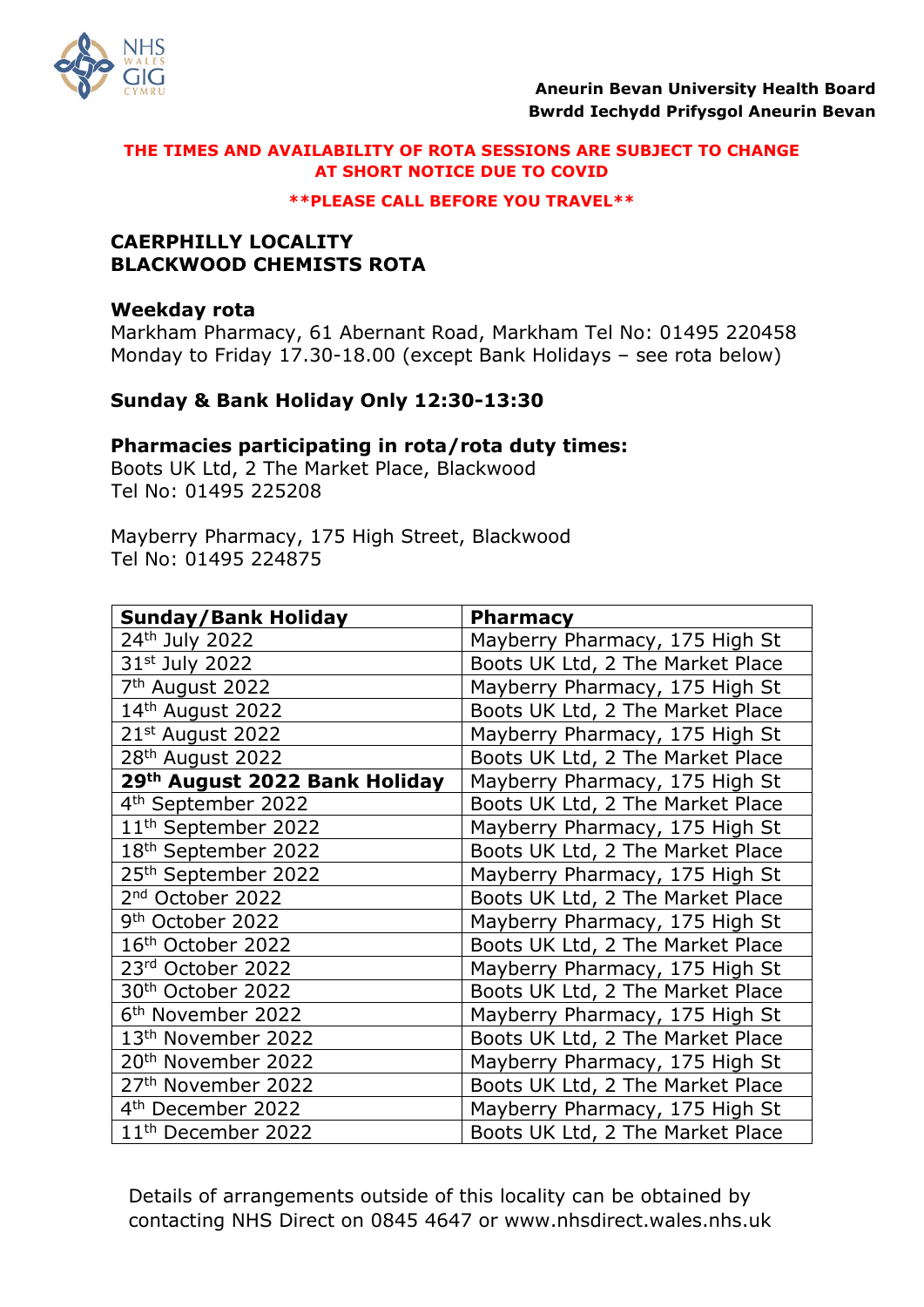**Aneurin Bevan University Health Board**
**Bwrdd Iechydd Prifysgol Aneurin Bevan**

**THE TIMES AND AVAILABILITY OF ROTA SESSIONS ARE SUBJECT TO CHANGE AT SHORT NOTICE DUE TO COVID**

****PLEASE CALL BEFORE YOU TRAVEL****

## CAERPHILLY LOCALITY
## BLACKWOOD CHEMISTS ROTA

**Weekday rota**
Markham Pharmacy, 61 Abernant Road, Markham Tel No: 01495 220458
Monday to Friday 17.30-18.00 (except Bank Holidays – see rota below)

**Sunday & Bank Holiday Only 12:30-13:30**

**Pharmacies participating in rota/rota duty times:**
Boots UK Ltd, 2 The Market Place, Blackwood
Tel No: 01495 225208

Mayberry Pharmacy, 175 High Street, Blackwood
Tel No: 01495 224875

| Sunday/Bank Holiday | Pharmacy |
|---|---|
| 24th July 2022 | Mayberry Pharmacy, 175 High St |
| 31st July 2022 | Boots UK Ltd, 2 The Market Place |
| 7th August 2022 | Mayberry Pharmacy, 175 High St |
| 14th August 2022 | Boots UK Ltd, 2 The Market Place |
| 21st August 2022 | Mayberry Pharmacy, 175 High St |
| 28th August 2022 | Boots UK Ltd, 2 The Market Place |
| **29th August 2022 Bank Holiday** | Mayberry Pharmacy, 175 High St |
| 4th September 2022 | Boots UK Ltd, 2 The Market Place |
| 11th September 2022 | Mayberry Pharmacy, 175 High St |
| 18th September 2022 | Boots UK Ltd, 2 The Market Place |
| 25th September 2022 | Mayberry Pharmacy, 175 High St |
| 2nd October 2022 | Boots UK Ltd, 2 The Market Place |
| 9th October 2022 | Mayberry Pharmacy, 175 High St |
| 16th October 2022 | Boots UK Ltd, 2 The Market Place |
| 23rd October 2022 | Mayberry Pharmacy, 175 High St |
| 30th October 2022 | Boots UK Ltd, 2 The Market Place |
| 6th November 2022 | Mayberry Pharmacy, 175 High St |
| 13th November 2022 | Boots UK Ltd, 2 The Market Place |
| 20th November 2022 | Mayberry Pharmacy, 175 High St |
| 27th November 2022 | Boots UK Ltd, 2 The Market Place |
| 4th December 2022 | Mayberry Pharmacy, 175 High St |
| 11th December 2022 | Boots UK Ltd, 2 The Market Place |

Details of arrangements outside of this locality can be obtained by contacting NHS Direct on 0845 4647 or www.nhsdirect.wales.nhs.uk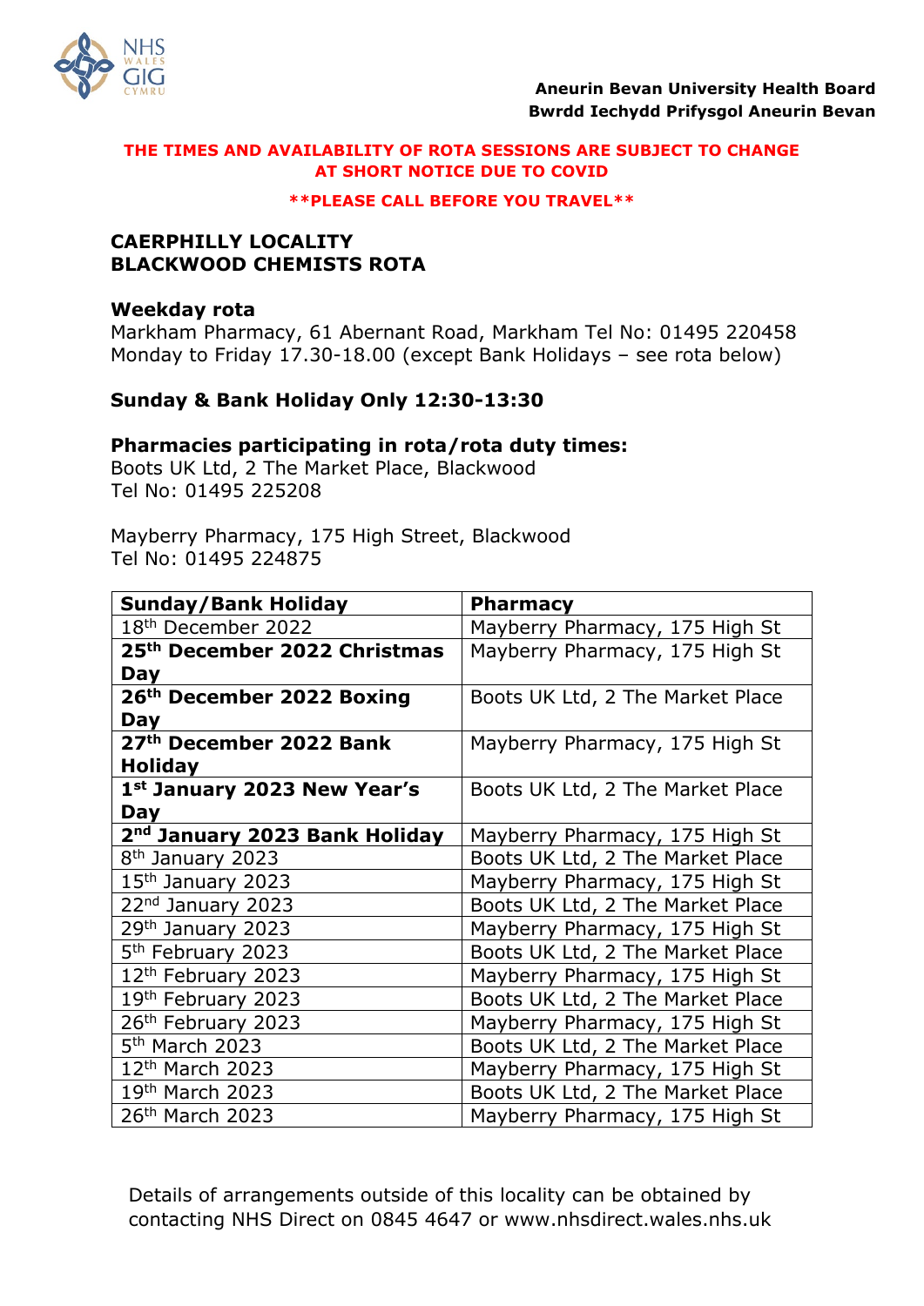**Aneurin Bevan University Health Board**
**Bwrdd Iechydd Prifysgol Aneurin Bevan**

**THE TIMES AND AVAILABILITY OF ROTA SESSIONS ARE SUBJECT TO CHANGE AT SHORT NOTICE DUE TO COVID**

****PLEASE CALL BEFORE YOU TRAVEL****

## CAERPHILLY LOCALITY
## BLACKWOOD CHEMISTS ROTA

### Weekday rota

Markham Pharmacy, 61 Abernant Road, Markham Tel No: 01495 220458
Monday to Friday 17.30-18.00 (except Bank Holidays – see rota below)

### Sunday & Bank Holiday Only 12:30-13:30

### Pharmacies participating in rota/rota duty times:

Boots UK Ltd, 2 The Market Place, Blackwood
Tel No: 01495 225208

Mayberry Pharmacy, 175 High Street, Blackwood
Tel No: 01495 224875

| Sunday/Bank Holiday | Pharmacy |
|---|---|
| 18th December 2022 | Mayberry Pharmacy, 175 High St |
| **25th December 2022 Christmas Day** | Mayberry Pharmacy, 175 High St |
| **26th December 2022 Boxing Day** | Boots UK Ltd, 2 The Market Place |
| **27th December 2022 Bank Holiday** | Mayberry Pharmacy, 175 High St |
| **1st January 2023 New Year's Day** | Boots UK Ltd, 2 The Market Place |
| **2nd January 2023 Bank Holiday** | Mayberry Pharmacy, 175 High St |
| 8th January 2023 | Boots UK Ltd, 2 The Market Place |
| 15th January 2023 | Mayberry Pharmacy, 175 High St |
| 22nd January 2023 | Boots UK Ltd, 2 The Market Place |
| 29th January 2023 | Mayberry Pharmacy, 175 High St |
| 5th February 2023 | Boots UK Ltd, 2 The Market Place |
| 12th February 2023 | Mayberry Pharmacy, 175 High St |
| 19th February 2023 | Boots UK Ltd, 2 The Market Place |
| 26th February 2023 | Mayberry Pharmacy, 175 High St |
| 5th March 2023 | Boots UK Ltd, 2 The Market Place |
| 12th March 2023 | Mayberry Pharmacy, 175 High St |
| 19th March 2023 | Boots UK Ltd, 2 The Market Place |
| 26th March 2023 | Mayberry Pharmacy, 175 High St |

Details of arrangements outside of this locality can be obtained by contacting NHS Direct on 0845 4647 or www.nhsdirect.wales.nhs.uk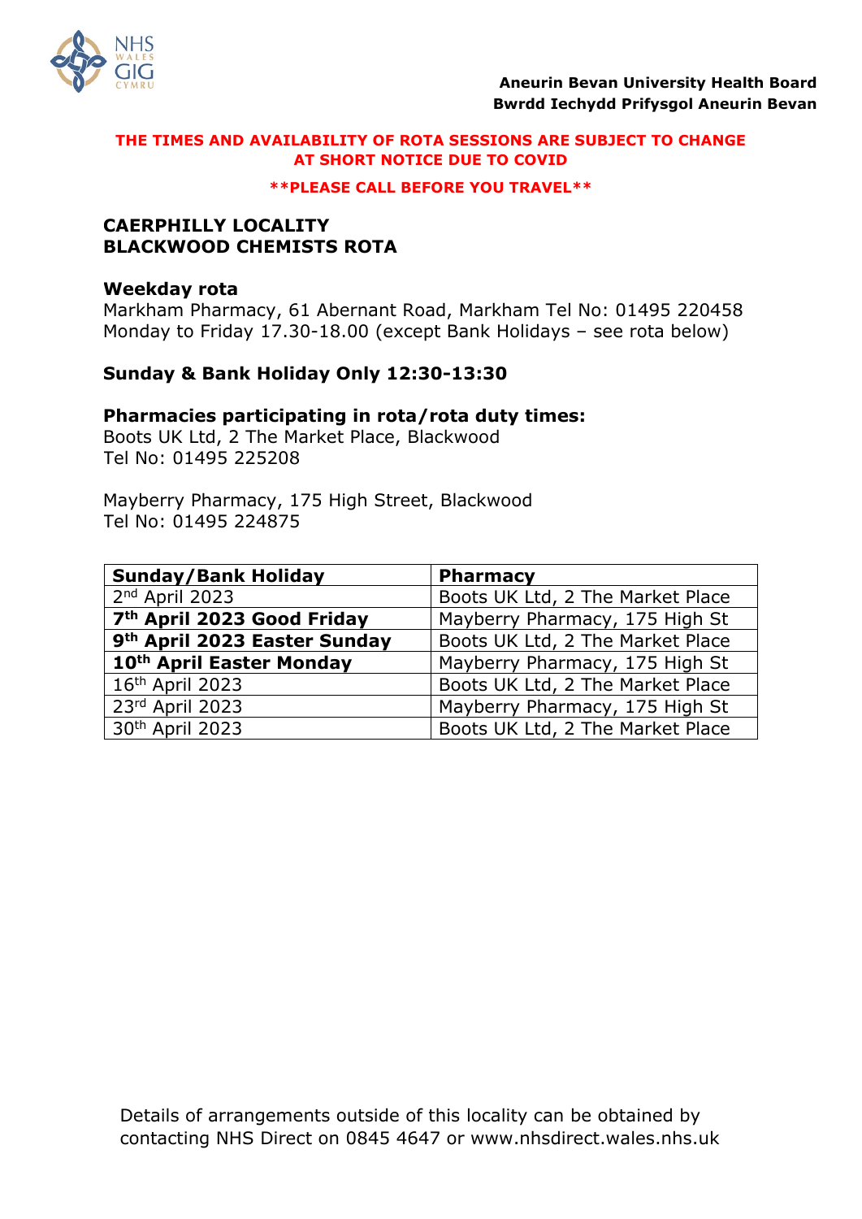**Aneurin Bevan University Health Board**
**Bwrdd Iechydd Prifysgol Aneurin Bevan**

**THE TIMES AND AVAILABILITY OF ROTA SESSIONS ARE SUBJECT TO CHANGE AT SHORT NOTICE DUE TO COVID**

****PLEASE CALL BEFORE YOU TRAVEL****

## CAERPHILLY LOCALITY
## BLACKWOOD CHEMISTS ROTA

**Weekday rota**
Markham Pharmacy, 61 Abernant Road, Markham Tel No: 01495 220458
Monday to Friday 17.30-18.00 (except Bank Holidays – see rota below)

**Sunday & Bank Holiday Only 12:30-13:30**

**Pharmacies participating in rota/rota duty times:**
Boots UK Ltd, 2 The Market Place, Blackwood
Tel No: 01495 225208

Mayberry Pharmacy, 175 High Street, Blackwood
Tel No: 01495 224875

| Sunday/Bank Holiday | Pharmacy |
|---|---|
| 2nd April 2023 | Boots UK Ltd, 2 The Market Place |
| **7th April 2023 Good Friday** | Mayberry Pharmacy, 175 High St |
| **9th April 2023 Easter Sunday** | Boots UK Ltd, 2 The Market Place |
| **10th April Easter Monday** | Mayberry Pharmacy, 175 High St |
| 16th April 2023 | Boots UK Ltd, 2 The Market Place |
| 23rd April 2023 | Mayberry Pharmacy, 175 High St |
| 30th April 2023 | Boots UK Ltd, 2 The Market Place |

Details of arrangements outside of this locality can be obtained by contacting NHS Direct on 0845 4647 or www.nhsdirect.wales.nhs.uk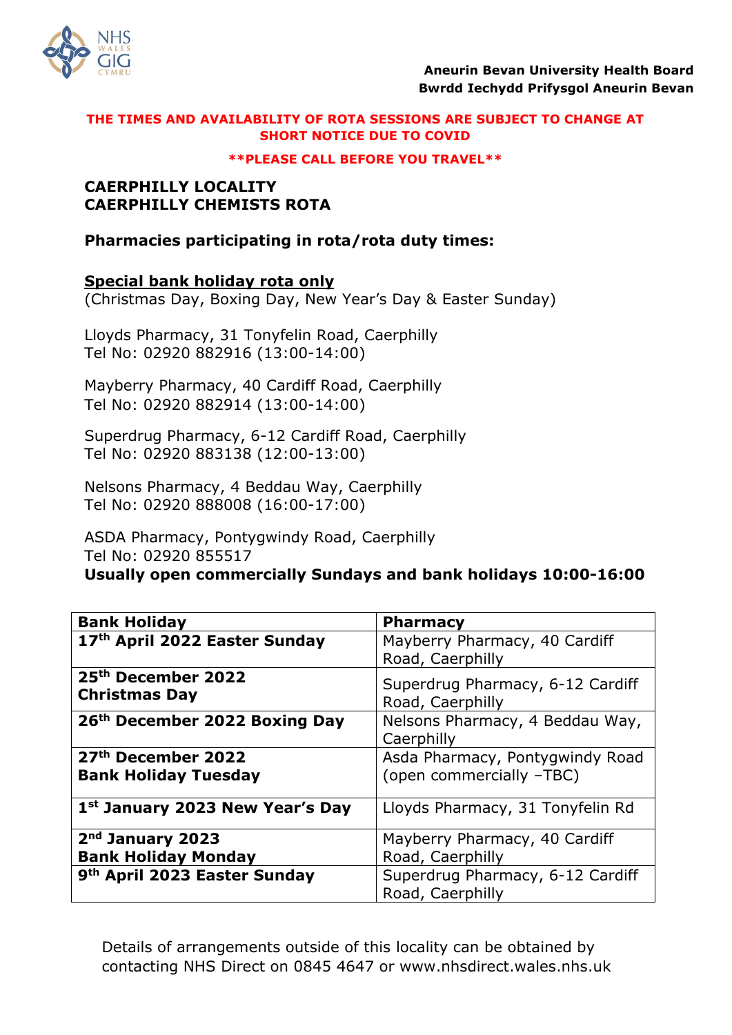**Aneurin Bevan University Health Board**
**Bwrdd Iechydd Prifysgol Aneurin Bevan**

**THE TIMES AND AVAILABILITY OF ROTA SESSIONS ARE SUBJECT TO CHANGE AT SHORT NOTICE DUE TO COVID**

****PLEASE CALL BEFORE YOU TRAVEL****

## CAERPHILLY LOCALITY
## CAERPHILLY CHEMISTS ROTA

### Pharmacies participating in rota/rota duty times:

**Special bank holiday rota only**
(Christmas Day, Boxing Day, New Year's Day & Easter Sunday)

Lloyds Pharmacy, 31 Tonyfelin Road, Caerphilly
Tel No: 02920 882916 (13:00-14:00)

Mayberry Pharmacy, 40 Cardiff Road, Caerphilly
Tel No: 02920 882914 (13:00-14:00)

Superdrug Pharmacy, 6-12 Cardiff Road, Caerphilly
Tel No: 02920 883138 (12:00-13:00)

Nelsons Pharmacy, 4 Beddau Way, Caerphilly
Tel No: 02920 888008 (16:00-17:00)

ASDA Pharmacy, Pontygwindy Road, Caerphilly
Tel No: 02920 855517
**Usually open commercially Sundays and bank holidays 10:00-16:00**

| Bank Holiday | Pharmacy |
|---|---|
| **17th April 2022 Easter Sunday** | Mayberry Pharmacy, 40 Cardiff Road, Caerphilly |
| **25th December 2022 Christmas Day** | Superdrug Pharmacy, 6-12 Cardiff Road, Caerphilly |
| **26th December 2022 Boxing Day** | Nelsons Pharmacy, 4 Beddau Way, Caerphilly |
| **27th December 2022 Bank Holiday Tuesday** | Asda Pharmacy, Pontygwindy Road (open commercially –TBC) |
| **1st January 2023 New Year's Day** | Lloyds Pharmacy, 31 Tonyfelin Rd |
| **2nd January 2023 Bank Holiday Monday** | Mayberry Pharmacy, 40 Cardiff Road, Caerphilly |
| **9th April 2023 Easter Sunday** | Superdrug Pharmacy, 6-12 Cardiff Road, Caerphilly |

Details of arrangements outside of this locality can be obtained by contacting NHS Direct on 0845 4647 or www.nhsdirect.wales.nhs.uk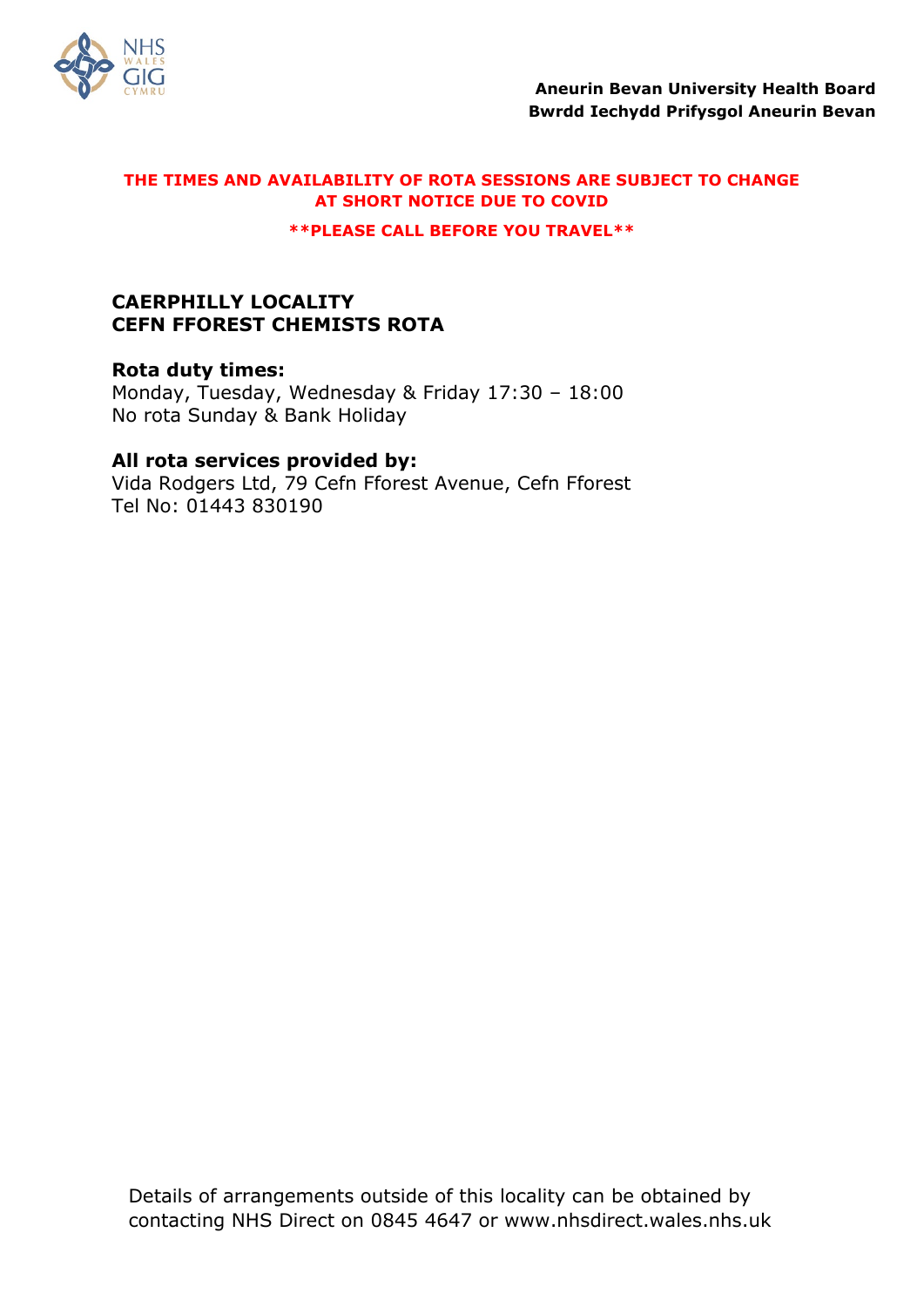**Aneurin Bevan University Health Board**
**Bwrdd Iechydd Prifysgol Aneurin Bevan**

**THE TIMES AND AVAILABILITY OF ROTA SESSIONS ARE SUBJECT TO CHANGE AT SHORT NOTICE DUE TO COVID**

****PLEASE CALL BEFORE YOU TRAVEL****

## CAERPHILLY LOCALITY
## CEFN FFOREST CHEMISTS ROTA

**Rota duty times:**
Monday, Tuesday, Wednesday & Friday 17:30 – 18:00
No rota Sunday & Bank Holiday

**All rota services provided by:**
Vida Rodgers Ltd, 79 Cefn Fforest Avenue, Cefn Fforest
Tel No: 01443 830190

Details of arrangements outside of this locality can be obtained by contacting NHS Direct on 0845 4647 or www.nhsdirect.wales.nhs.uk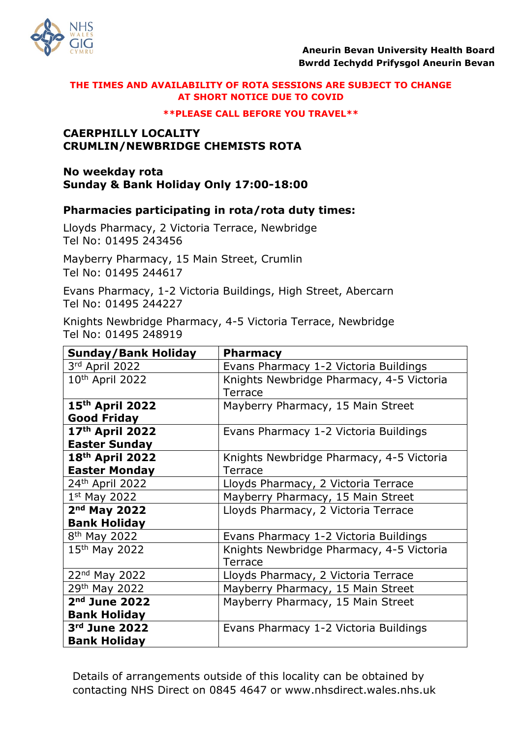Aneurin Bevan University Health Board
Bwrdd Iechydd Prifysgol Aneurin Bevan

**THE TIMES AND AVAILABILITY OF ROTA SESSIONS ARE SUBJECT TO CHANGE AT SHORT NOTICE DUE TO COVID**

****PLEASE CALL BEFORE YOU TRAVEL****

## CAERPHILLY LOCALITY
## CRUMLIN/NEWBRIDGE CHEMISTS ROTA

**No weekday rota**
**Sunday & Bank Holiday Only 17:00-18:00**

### Pharmacies participating in rota/rota duty times:

Lloyds Pharmacy, 2 Victoria Terrace, Newbridge
Tel No: 01495 243456

Mayberry Pharmacy, 15 Main Street, Crumlin
Tel No: 01495 244617

Evans Pharmacy, 1-2 Victoria Buildings, High Street, Abercarn
Tel No: 01495 244227

Knights Newbridge Pharmacy, 4-5 Victoria Terrace, Newbridge
Tel No: 01495 248919

| Sunday/Bank Holiday | Pharmacy |
|---|---|
| 3rd April 2022 | Evans Pharmacy 1-2 Victoria Buildings |
| 10th April 2022 | Knights Newbridge Pharmacy, 4-5 Victoria Terrace |
| **15th April 2022 Good Friday** | Mayberry Pharmacy, 15 Main Street |
| **17th April 2022 Easter Sunday** | Evans Pharmacy 1-2 Victoria Buildings |
| **18th April 2022 Easter Monday** | Knights Newbridge Pharmacy, 4-5 Victoria Terrace |
| 24th April 2022 | Lloyds Pharmacy, 2 Victoria Terrace |
| 1st May 2022 | Mayberry Pharmacy, 15 Main Street |
| **2nd May 2022 Bank Holiday** | Lloyds Pharmacy, 2 Victoria Terrace |
| 8th May 2022 | Evans Pharmacy 1-2 Victoria Buildings |
| 15th May 2022 | Knights Newbridge Pharmacy, 4-5 Victoria Terrace |
| 22nd May 2022 | Lloyds Pharmacy, 2 Victoria Terrace |
| 29th May 2022 | Mayberry Pharmacy, 15 Main Street |
| **2nd June 2022 Bank Holiday** | Mayberry Pharmacy, 15 Main Street |
| **3rd June 2022 Bank Holiday** | Evans Pharmacy 1-2 Victoria Buildings |

Details of arrangements outside of this locality can be obtained by contacting NHS Direct on 0845 4647 or www.nhsdirect.wales.nhs.uk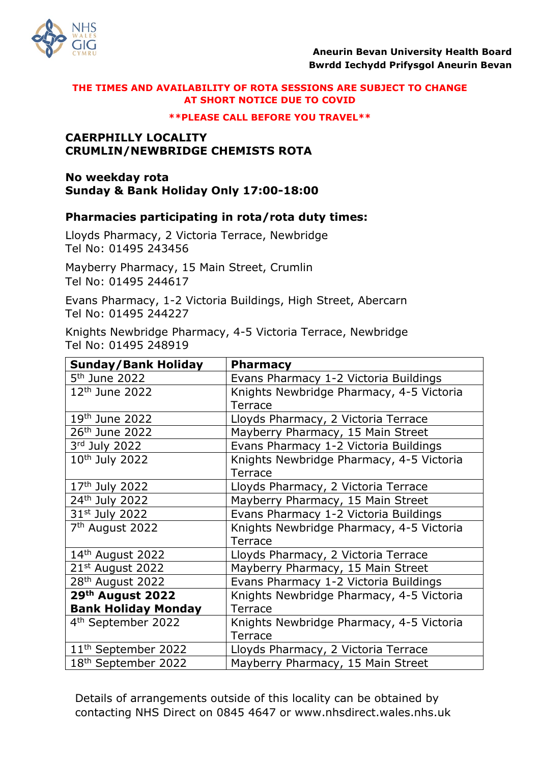**Aneurin Bevan University Health Board**
**Bwrdd Iechydd Prifysgol Aneurin Bevan**

**THE TIMES AND AVAILABILITY OF ROTA SESSIONS ARE SUBJECT TO CHANGE AT SHORT NOTICE DUE TO COVID**

****PLEASE CALL BEFORE YOU TRAVEL****

## CAERPHILLY LOCALITY
## CRUMLIN/NEWBRIDGE CHEMISTS ROTA

**No weekday rota**
**Sunday & Bank Holiday Only 17:00-18:00**

**Pharmacies participating in rota/rota duty times:**

Lloyds Pharmacy, 2 Victoria Terrace, Newbridge
Tel No: 01495 243456

Mayberry Pharmacy, 15 Main Street, Crumlin
Tel No: 01495 244617

Evans Pharmacy, 1-2 Victoria Buildings, High Street, Abercarn
Tel No: 01495 244227

Knights Newbridge Pharmacy, 4-5 Victoria Terrace, Newbridge
Tel No: 01495 248919

| Sunday/Bank Holiday | Pharmacy |
|---|---|
| 5th June 2022 | Evans Pharmacy 1-2 Victoria Buildings |
| 12th June 2022 | Knights Newbridge Pharmacy, 4-5 Victoria Terrace |
| 19th June 2022 | Lloyds Pharmacy, 2 Victoria Terrace |
| 26th June 2022 | Mayberry Pharmacy, 15 Main Street |
| 3rd July 2022 | Evans Pharmacy 1-2 Victoria Buildings |
| 10th July 2022 | Knights Newbridge Pharmacy, 4-5 Victoria Terrace |
| 17th July 2022 | Lloyds Pharmacy, 2 Victoria Terrace |
| 24th July 2022 | Mayberry Pharmacy, 15 Main Street |
| 31st July 2022 | Evans Pharmacy 1-2 Victoria Buildings |
| 7th August 2022 | Knights Newbridge Pharmacy, 4-5 Victoria Terrace |
| 14th August 2022 | Lloyds Pharmacy, 2 Victoria Terrace |
| 21st August 2022 | Mayberry Pharmacy, 15 Main Street |
| 28th August 2022 | Evans Pharmacy 1-2 Victoria Buildings |
| **29th August 2022 Bank Holiday Monday** | Knights Newbridge Pharmacy, 4-5 Victoria Terrace |
| 4th September 2022 | Knights Newbridge Pharmacy, 4-5 Victoria Terrace |
| 11th September 2022 | Lloyds Pharmacy, 2 Victoria Terrace |
| 18th September 2022 | Mayberry Pharmacy, 15 Main Street |

Details of arrangements outside of this locality can be obtained by contacting NHS Direct on 0845 4647 or www.nhsdirect.wales.nhs.uk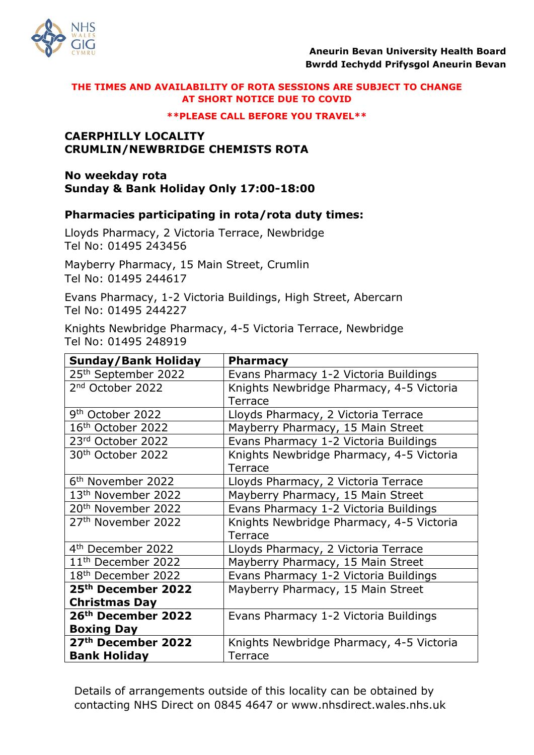**Aneurin Bevan University Health Board**
**Bwrdd Iechydd Prifysgol Aneurin Bevan**

**THE TIMES AND AVAILABILITY OF ROTA SESSIONS ARE SUBJECT TO CHANGE AT SHORT NOTICE DUE TO COVID**

****PLEASE CALL BEFORE YOU TRAVEL****

**CAERPHILLY LOCALITY**
**CRUMLIN/NEWBRIDGE CHEMISTS ROTA**

**No weekday rota**
**Sunday & Bank Holiday Only 17:00-18:00**

**Pharmacies participating in rota/rota duty times:**

Lloyds Pharmacy, 2 Victoria Terrace, Newbridge
Tel No: 01495 243456

Mayberry Pharmacy, 15 Main Street, Crumlin
Tel No: 01495 244617

Evans Pharmacy, 1-2 Victoria Buildings, High Street, Abercarn
Tel No: 01495 244227

Knights Newbridge Pharmacy, 4-5 Victoria Terrace, Newbridge
Tel No: 01495 248919

| Sunday/Bank Holiday | Pharmacy |
|---|---|
| 25th September 2022 | Evans Pharmacy 1-2 Victoria Buildings |
| 2nd October 2022 | Knights Newbridge Pharmacy, 4-5 Victoria Terrace |
| 9th October 2022 | Lloyds Pharmacy, 2 Victoria Terrace |
| 16th October 2022 | Mayberry Pharmacy, 15 Main Street |
| 23rd October 2022 | Evans Pharmacy 1-2 Victoria Buildings |
| 30th October 2022 | Knights Newbridge Pharmacy, 4-5 Victoria Terrace |
| 6th November 2022 | Lloyds Pharmacy, 2 Victoria Terrace |
| 13th November 2022 | Mayberry Pharmacy, 15 Main Street |
| 20th November 2022 | Evans Pharmacy 1-2 Victoria Buildings |
| 27th November 2022 | Knights Newbridge Pharmacy, 4-5 Victoria Terrace |
| 4th December 2022 | Lloyds Pharmacy, 2 Victoria Terrace |
| 11th December 2022 | Mayberry Pharmacy, 15 Main Street |
| 18th December 2022 | Evans Pharmacy 1-2 Victoria Buildings |
| **25th December 2022 Christmas Day** | Mayberry Pharmacy, 15 Main Street |
| **26th December 2022 Boxing Day** | Evans Pharmacy 1-2 Victoria Buildings |
| **27th December 2022 Bank Holiday** | Knights Newbridge Pharmacy, 4-5 Victoria Terrace |

Details of arrangements outside of this locality can be obtained by contacting NHS Direct on 0845 4647 or www.nhsdirect.wales.nhs.uk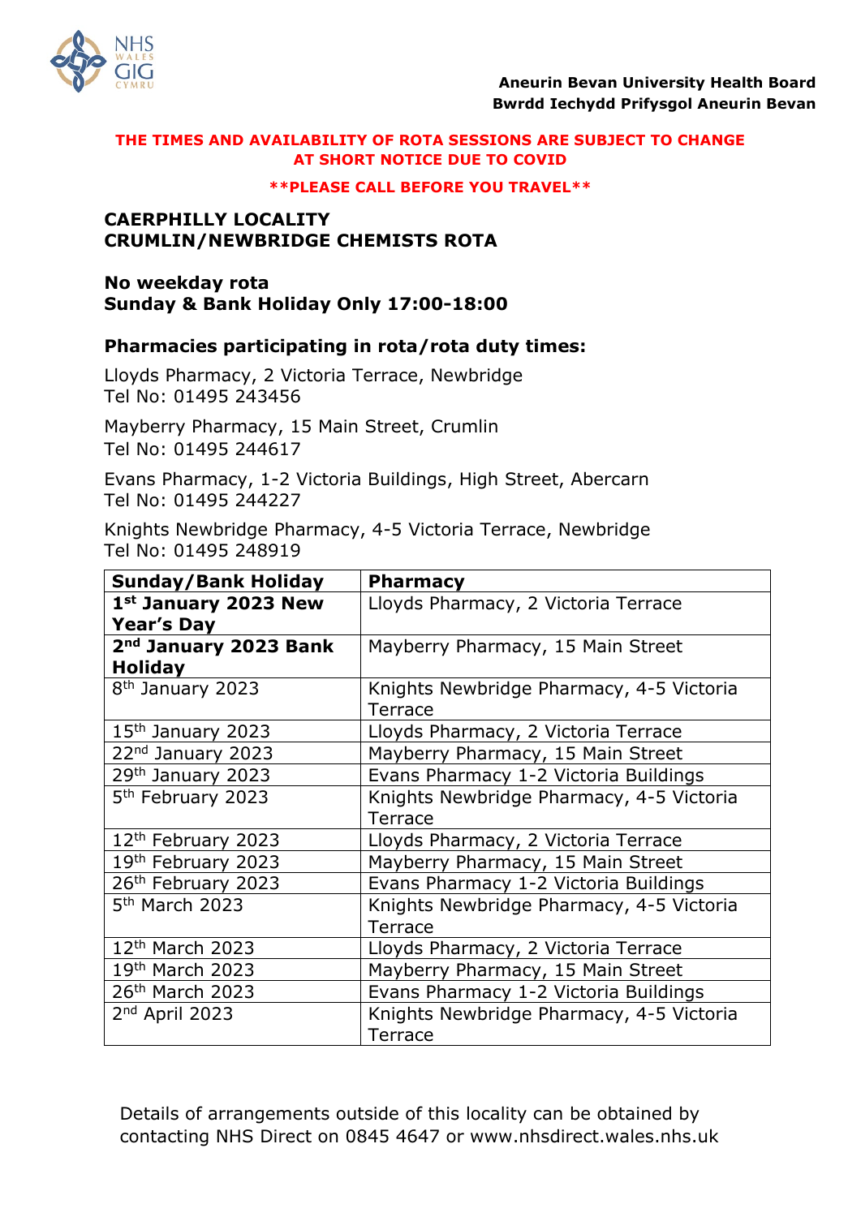**Aneurin Bevan University Health Board**
**Bwrdd Iechydd Prifysgol Aneurin Bevan**

**THE TIMES AND AVAILABILITY OF ROTA SESSIONS ARE SUBJECT TO CHANGE AT SHORT NOTICE DUE TO COVID**

****PLEASE CALL BEFORE YOU TRAVEL****

## CAERPHILLY LOCALITY
## CRUMLIN/NEWBRIDGE CHEMISTS ROTA

**No weekday rota**
**Sunday & Bank Holiday Only 17:00-18:00**

**Pharmacies participating in rota/rota duty times:**

Lloyds Pharmacy, 2 Victoria Terrace, Newbridge
Tel No: 01495 243456

Mayberry Pharmacy, 15 Main Street, Crumlin
Tel No: 01495 244617

Evans Pharmacy, 1-2 Victoria Buildings, High Street, Abercarn
Tel No: 01495 244227

Knights Newbridge Pharmacy, 4-5 Victoria Terrace, Newbridge
Tel No: 01495 248919

| Sunday/Bank Holiday | Pharmacy |
|---|---|
| **1st January 2023 New Year's Day** | Lloyds Pharmacy, 2 Victoria Terrace |
| **2nd January 2023 Bank Holiday** | Mayberry Pharmacy, 15 Main Street |
| 8th January 2023 | Knights Newbridge Pharmacy, 4-5 Victoria Terrace |
| 15th January 2023 | Lloyds Pharmacy, 2 Victoria Terrace |
| 22nd January 2023 | Mayberry Pharmacy, 15 Main Street |
| 29th January 2023 | Evans Pharmacy 1-2 Victoria Buildings |
| 5th February 2023 | Knights Newbridge Pharmacy, 4-5 Victoria Terrace |
| 12th February 2023 | Lloyds Pharmacy, 2 Victoria Terrace |
| 19th February 2023 | Mayberry Pharmacy, 15 Main Street |
| 26th February 2023 | Evans Pharmacy 1-2 Victoria Buildings |
| 5th March 2023 | Knights Newbridge Pharmacy, 4-5 Victoria Terrace |
| 12th March 2023 | Lloyds Pharmacy, 2 Victoria Terrace |
| 19th March 2023 | Mayberry Pharmacy, 15 Main Street |
| 26th March 2023 | Evans Pharmacy 1-2 Victoria Buildings |
| 2nd April 2023 | Knights Newbridge Pharmacy, 4-5 Victoria Terrace |

Details of arrangements outside of this locality can be obtained by contacting NHS Direct on 0845 4647 or www.nhsdirect.wales.nhs.uk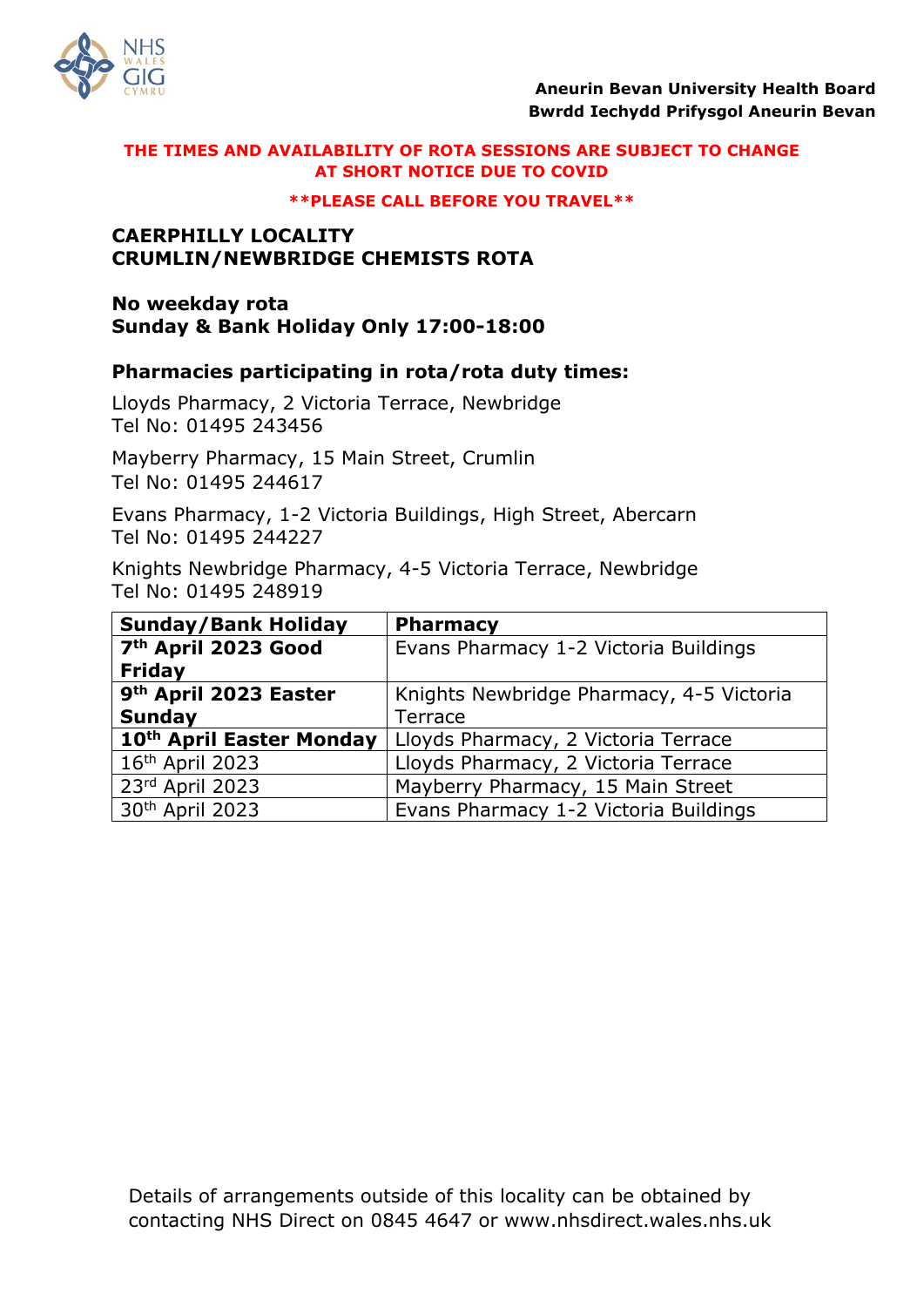**Aneurin Bevan University Health Board**
**Bwrdd Iechydd Prifysgol Aneurin Bevan**

**THE TIMES AND AVAILABILITY OF ROTA SESSIONS ARE SUBJECT TO CHANGE AT SHORT NOTICE DUE TO COVID**

****PLEASE CALL BEFORE YOU TRAVEL****

**CAERPHILLY LOCALITY**
**CRUMLIN/NEWBRIDGE CHEMISTS ROTA**

**No weekday rota**
**Sunday & Bank Holiday Only 17:00-18:00**

**Pharmacies participating in rota/rota duty times:**

Lloyds Pharmacy, 2 Victoria Terrace, Newbridge
Tel No: 01495 243456

Mayberry Pharmacy, 15 Main Street, Crumlin
Tel No: 01495 244617

Evans Pharmacy, 1-2 Victoria Buildings, High Street, Abercarn
Tel No: 01495 244227

Knights Newbridge Pharmacy, 4-5 Victoria Terrace, Newbridge
Tel No: 01495 248919

| Sunday/Bank Holiday | Pharmacy |
|---|---|
| **7th April 2023 Good Friday** | Evans Pharmacy 1-2 Victoria Buildings |
| **9th April 2023 Easter Sunday** | Knights Newbridge Pharmacy, 4-5 Victoria Terrace |
| **10th April Easter Monday** | Lloyds Pharmacy, 2 Victoria Terrace |
| 16th April 2023 | Lloyds Pharmacy, 2 Victoria Terrace |
| 23rd April 2023 | Mayberry Pharmacy, 15 Main Street |
| 30th April 2023 | Evans Pharmacy 1-2 Victoria Buildings |

Details of arrangements outside of this locality can be obtained by contacting NHS Direct on 0845 4647 or www.nhsdirect.wales.nhs.uk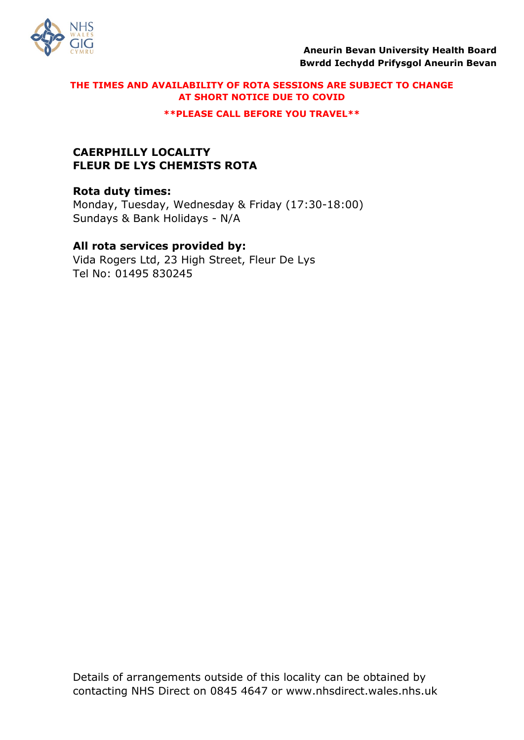**Aneurin Bevan University Health Board**
**Bwrdd Iechydd Prifysgol Aneurin Bevan**

**THE TIMES AND AVAILABILITY OF ROTA SESSIONS ARE SUBJECT TO CHANGE AT SHORT NOTICE DUE TO COVID**

**\*\*PLEASE CALL BEFORE YOU TRAVEL\*\***

## CAERPHILLY LOCALITY
## FLEUR DE LYS CHEMISTS ROTA

**Rota duty times:**
Monday, Tuesday, Wednesday & Friday (17:30-18:00)
Sundays & Bank Holidays - N/A

**All rota services provided by:**
Vida Rogers Ltd, 23 High Street, Fleur De Lys
Tel No: 01495 830245

Details of arrangements outside of this locality can be obtained by contacting NHS Direct on 0845 4647 or www.nhsdirect.wales.nhs.uk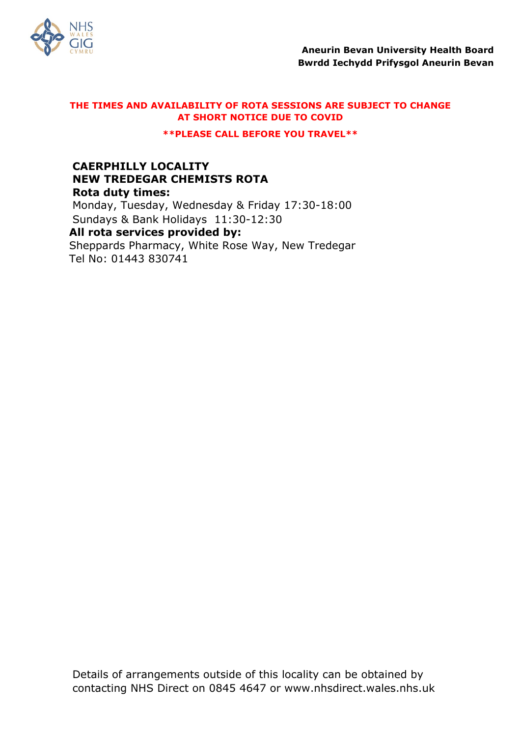**Aneurin Bevan University Health Board**
**Bwrdd Iechydd Prifysgol Aneurin Bevan**

**THE TIMES AND AVAILABILITY OF ROTA SESSIONS ARE SUBJECT TO CHANGE AT SHORT NOTICE DUE TO COVID**

****PLEASE CALL BEFORE YOU TRAVEL****

**CAERPHILLY LOCALITY**
**NEW TREDEGAR CHEMISTS ROTA**
**Rota duty times:**
Monday, Tuesday, Wednesday & Friday 17:30-18:00
Sundays & Bank Holidays 11:30-12:30

**All rota services provided by:**
Sheppards Pharmacy, White Rose Way, New Tredegar
Tel No: 01443 830741

Details of arrangements outside of this locality can be obtained by contacting NHS Direct on 0845 4647 or www.nhsdirect.wales.nhs.uk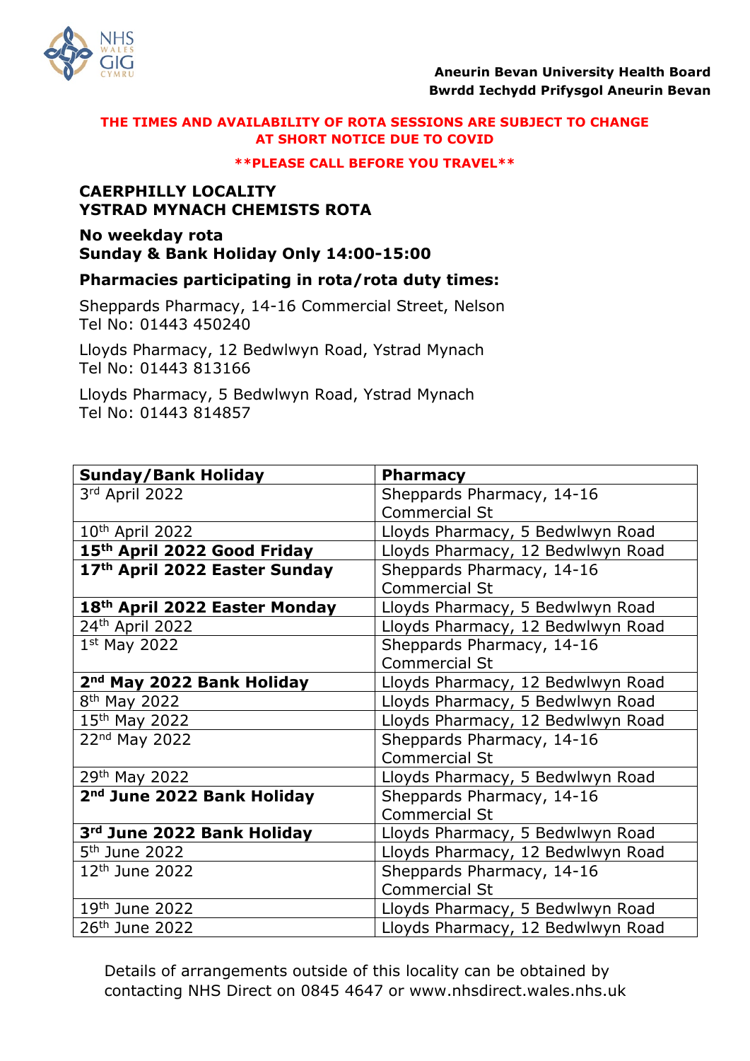**Aneurin Bevan University Health Board**
**Bwrdd Iechydd Prifysgol Aneurin Bevan**

**THE TIMES AND AVAILABILITY OF ROTA SESSIONS ARE SUBJECT TO CHANGE AT SHORT NOTICE DUE TO COVID**

****PLEASE CALL BEFORE YOU TRAVEL****

## CAERPHILLY LOCALITY
## YSTRAD MYNACH CHEMISTS ROTA

**No weekday rota**
**Sunday & Bank Holiday Only 14:00-15:00**

**Pharmacies participating in rota/rota duty times:**

Sheppards Pharmacy, 14-16 Commercial Street, Nelson
Tel No: 01443 450240

Lloyds Pharmacy, 12 Bedwlwyn Road, Ystrad Mynach
Tel No: 01443 813166

Lloyds Pharmacy, 5 Bedwlwyn Road, Ystrad Mynach
Tel No: 01443 814857

| Sunday/Bank Holiday | Pharmacy |
|---|---|
| 3rd April 2022 | Sheppards Pharmacy, 14-16 Commercial St |
| 10th April 2022 | Lloyds Pharmacy, 5 Bedwlwyn Road |
| **15th April 2022 Good Friday** | Lloyds Pharmacy, 12 Bedwlwyn Road |
| **17th April 2022 Easter Sunday** | Sheppards Pharmacy, 14-16 Commercial St |
| **18th April 2022 Easter Monday** | Lloyds Pharmacy, 5 Bedwlwyn Road |
| 24th April 2022 | Lloyds Pharmacy, 12 Bedwlwyn Road |
| 1st May 2022 | Sheppards Pharmacy, 14-16 Commercial St |
| **2nd May 2022 Bank Holiday** | Lloyds Pharmacy, 12 Bedwlwyn Road |
| 8th May 2022 | Lloyds Pharmacy, 5 Bedwlwyn Road |
| 15th May 2022 | Lloyds Pharmacy, 12 Bedwlwyn Road |
| 22nd May 2022 | Sheppards Pharmacy, 14-16 Commercial St |
| 29th May 2022 | Lloyds Pharmacy, 5 Bedwlwyn Road |
| **2nd June 2022 Bank Holiday** | Sheppards Pharmacy, 14-16 Commercial St |
| **3rd June 2022 Bank Holiday** | Lloyds Pharmacy, 5 Bedwlwyn Road |
| 5th June 2022 | Lloyds Pharmacy, 12 Bedwlwyn Road |
| 12th June 2022 | Sheppards Pharmacy, 14-16 Commercial St |
| 19th June 2022 | Lloyds Pharmacy, 5 Bedwlwyn Road |
| 26th June 2022 | Lloyds Pharmacy, 12 Bedwlwyn Road |

Details of arrangements outside of this locality can be obtained by contacting NHS Direct on 0845 4647 or www.nhsdirect.wales.nhs.uk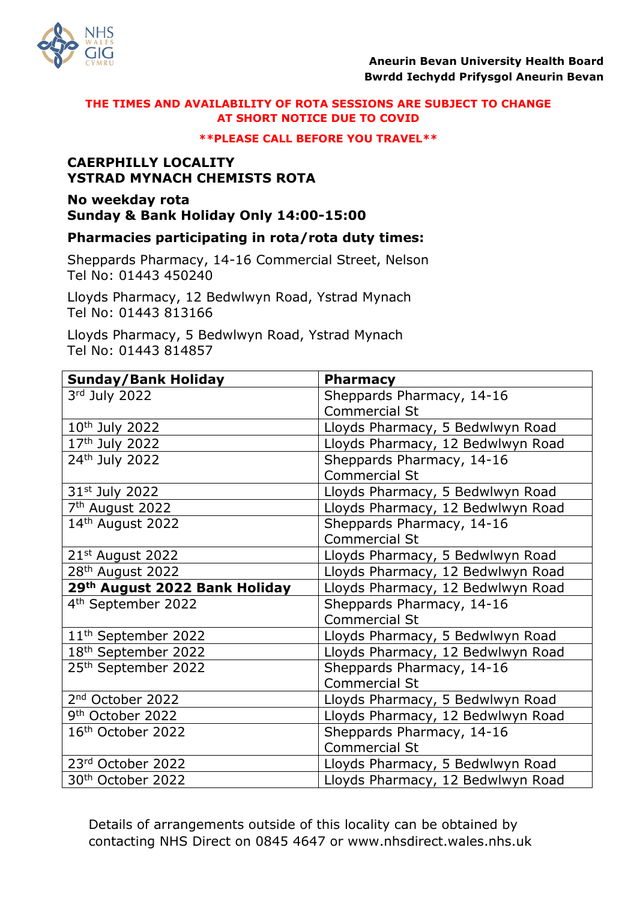**Aneurin Bevan University Health Board**
**Bwrdd Iechydd Prifysgol Aneurin Bevan**

**THE TIMES AND AVAILABILITY OF ROTA SESSIONS ARE SUBJECT TO CHANGE AT SHORT NOTICE DUE TO COVID**

****PLEASE CALL BEFORE YOU TRAVEL****

## CAERPHILLY LOCALITY
## YSTRAD MYNACH CHEMISTS ROTA

### No weekday rota
### Sunday & Bank Holiday Only 14:00-15:00

### Pharmacies participating in rota/rota duty times:

Sheppards Pharmacy, 14-16 Commercial Street, Nelson
Tel No: 01443 450240

Lloyds Pharmacy, 12 Bedwlwyn Road, Ystrad Mynach
Tel No: 01443 813166

Lloyds Pharmacy, 5 Bedwlwyn Road, Ystrad Mynach
Tel No: 01443 814857

| Sunday/Bank Holiday | Pharmacy |
|---|---|
| 3rd July 2022 | Sheppards Pharmacy, 14-16 Commercial St |
| 10th July 2022 | Lloyds Pharmacy, 5 Bedwlwyn Road |
| 17th July 2022 | Lloyds Pharmacy, 12 Bedwlwyn Road |
| 24th July 2022 | Sheppards Pharmacy, 14-16 Commercial St |
| 31st July 2022 | Lloyds Pharmacy, 5 Bedwlwyn Road |
| 7th August 2022 | Lloyds Pharmacy, 12 Bedwlwyn Road |
| 14th August 2022 | Sheppards Pharmacy, 14-16 Commercial St |
| 21st August 2022 | Lloyds Pharmacy, 5 Bedwlwyn Road |
| 28th August 2022 | Lloyds Pharmacy, 12 Bedwlwyn Road |
| **29th August 2022 Bank Holiday** | Lloyds Pharmacy, 12 Bedwlwyn Road |
| 4th September 2022 | Sheppards Pharmacy, 14-16 Commercial St |
| 11th September 2022 | Lloyds Pharmacy, 5 Bedwlwyn Road |
| 18th September 2022 | Lloyds Pharmacy, 12 Bedwlwyn Road |
| 25th September 2022 | Sheppards Pharmacy, 14-16 Commercial St |
| 2nd October 2022 | Lloyds Pharmacy, 5 Bedwlwyn Road |
| 9th October 2022 | Lloyds Pharmacy, 12 Bedwlwyn Road |
| 16th October 2022 | Sheppards Pharmacy, 14-16 Commercial St |
| 23rd October 2022 | Lloyds Pharmacy, 5 Bedwlwyn Road |
| 30th October 2022 | Lloyds Pharmacy, 12 Bedwlwyn Road |

Details of arrangements outside of this locality can be obtained by contacting NHS Direct on 0845 4647 or www.nhsdirect.wales.nhs.uk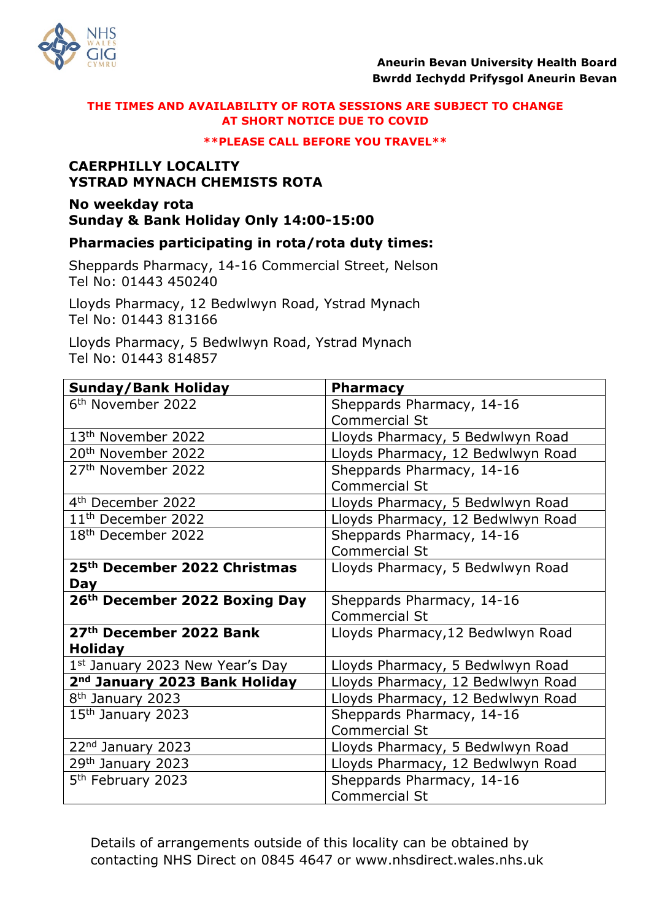**Aneurin Bevan University Health Board**
**Bwrdd Iechydd Prifysgol Aneurin Bevan**

**THE TIMES AND AVAILABILITY OF ROTA SESSIONS ARE SUBJECT TO CHANGE AT SHORT NOTICE DUE TO COVID**

****PLEASE CALL BEFORE YOU TRAVEL****

## CAERPHILLY LOCALITY
## YSTRAD MYNACH CHEMISTS ROTA

**No weekday rota**
**Sunday & Bank Holiday Only 14:00-15:00**

**Pharmacies participating in rota/rota duty times:**

Sheppards Pharmacy, 14-16 Commercial Street, Nelson
Tel No: 01443 450240

Lloyds Pharmacy, 12 Bedwlwyn Road, Ystrad Mynach
Tel No: 01443 813166

Lloyds Pharmacy, 5 Bedwlwyn Road, Ystrad Mynach
Tel No: 01443 814857

| **Sunday/Bank Holiday** | **Pharmacy** |
|---|---|
| 6th November 2022 | Sheppards Pharmacy, 14-16 Commercial St |
| 13th November 2022 | Lloyds Pharmacy, 5 Bedwlwyn Road |
| 20th November 2022 | Lloyds Pharmacy, 12 Bedwlwyn Road |
| 27th November 2022 | Sheppards Pharmacy, 14-16 Commercial St |
| 4th December 2022 | Lloyds Pharmacy, 5 Bedwlwyn Road |
| 11th December 2022 | Lloyds Pharmacy, 12 Bedwlwyn Road |
| 18th December 2022 | Sheppards Pharmacy, 14-16 Commercial St |
| **25th December 2022 Christmas Day** | Lloyds Pharmacy, 5 Bedwlwyn Road |
| **26th December 2022 Boxing Day** | Sheppards Pharmacy, 14-16 Commercial St |
| **27th December 2022 Bank Holiday** | Lloyds Pharmacy,12 Bedwlwyn Road |
| 1st January 2023 New Year's Day | Lloyds Pharmacy, 5 Bedwlwyn Road |
| **2nd January 2023 Bank Holiday** | Lloyds Pharmacy, 12 Bedwlwyn Road |
| 8th January 2023 | Lloyds Pharmacy, 12 Bedwlwyn Road |
| 15th January 2023 | Sheppards Pharmacy, 14-16 Commercial St |
| 22nd January 2023 | Lloyds Pharmacy, 5 Bedwlwyn Road |
| 29th January 2023 | Lloyds Pharmacy, 12 Bedwlwyn Road |
| 5th February 2023 | Sheppards Pharmacy, 14-16 Commercial St |

Details of arrangements outside of this locality can be obtained by contacting NHS Direct on 0845 4647 or www.nhsdirect.wales.nhs.uk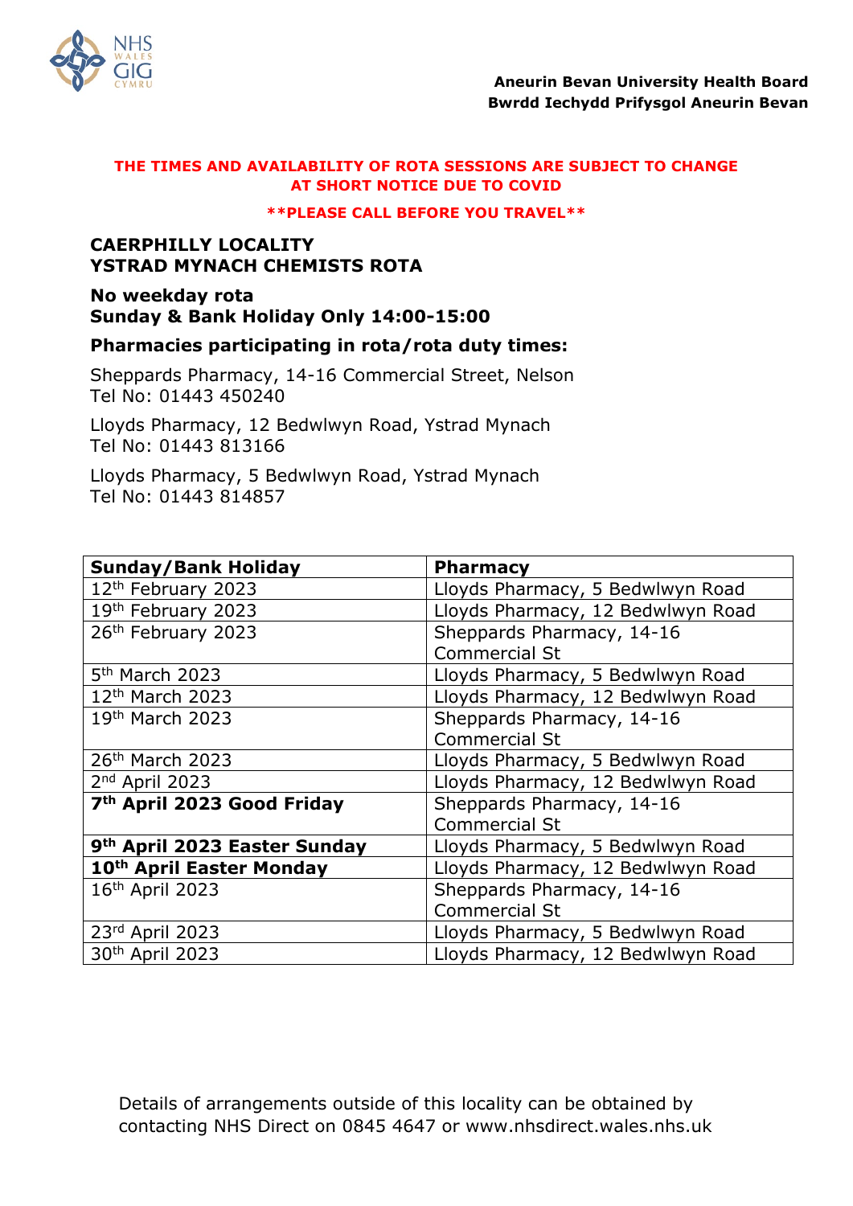**Aneurin Bevan University Health Board**
**Bwrdd Iechydd Prifysgol Aneurin Bevan**

**THE TIMES AND AVAILABILITY OF ROTA SESSIONS ARE SUBJECT TO CHANGE AT SHORT NOTICE DUE TO COVID**

****PLEASE CALL BEFORE YOU TRAVEL****

## CAERPHILLY LOCALITY
## YSTRAD MYNACH CHEMISTS ROTA

**No weekday rota**
**Sunday & Bank Holiday Only 14:00-15:00**

**Pharmacies participating in rota/rota duty times:**

Sheppards Pharmacy, 14-16 Commercial Street, Nelson
Tel No: 01443 450240

Lloyds Pharmacy, 12 Bedwlwyn Road, Ystrad Mynach
Tel No: 01443 813166

Lloyds Pharmacy, 5 Bedwlwyn Road, Ystrad Mynach
Tel No: 01443 814857

| Sunday/Bank Holiday | Pharmacy |
|---|---|
| 12th February 2023 | Lloyds Pharmacy, 5 Bedwlwyn Road |
| 19th February 2023 | Lloyds Pharmacy, 12 Bedwlwyn Road |
| 26th February 2023 | Sheppards Pharmacy, 14-16 Commercial St |
| 5th March 2023 | Lloyds Pharmacy, 5 Bedwlwyn Road |
| 12th March 2023 | Lloyds Pharmacy, 12 Bedwlwyn Road |
| 19th March 2023 | Sheppards Pharmacy, 14-16 Commercial St |
| 26th March 2023 | Lloyds Pharmacy, 5 Bedwlwyn Road |
| 2nd April 2023 | Lloyds Pharmacy, 12 Bedwlwyn Road |
| **7th April 2023 Good Friday** | Sheppards Pharmacy, 14-16 Commercial St |
| **9th April 2023 Easter Sunday** | Lloyds Pharmacy, 5 Bedwlwyn Road |
| **10th April Easter Monday** | Lloyds Pharmacy, 12 Bedwlwyn Road |
| 16th April 2023 | Sheppards Pharmacy, 14-16 Commercial St |
| 23rd April 2023 | Lloyds Pharmacy, 5 Bedwlwyn Road |
| 30th April 2023 | Lloyds Pharmacy, 12 Bedwlwyn Road |

Details of arrangements outside of this locality can be obtained by contacting NHS Direct on 0845 4647 or www.nhsdirect.wales.nhs.uk